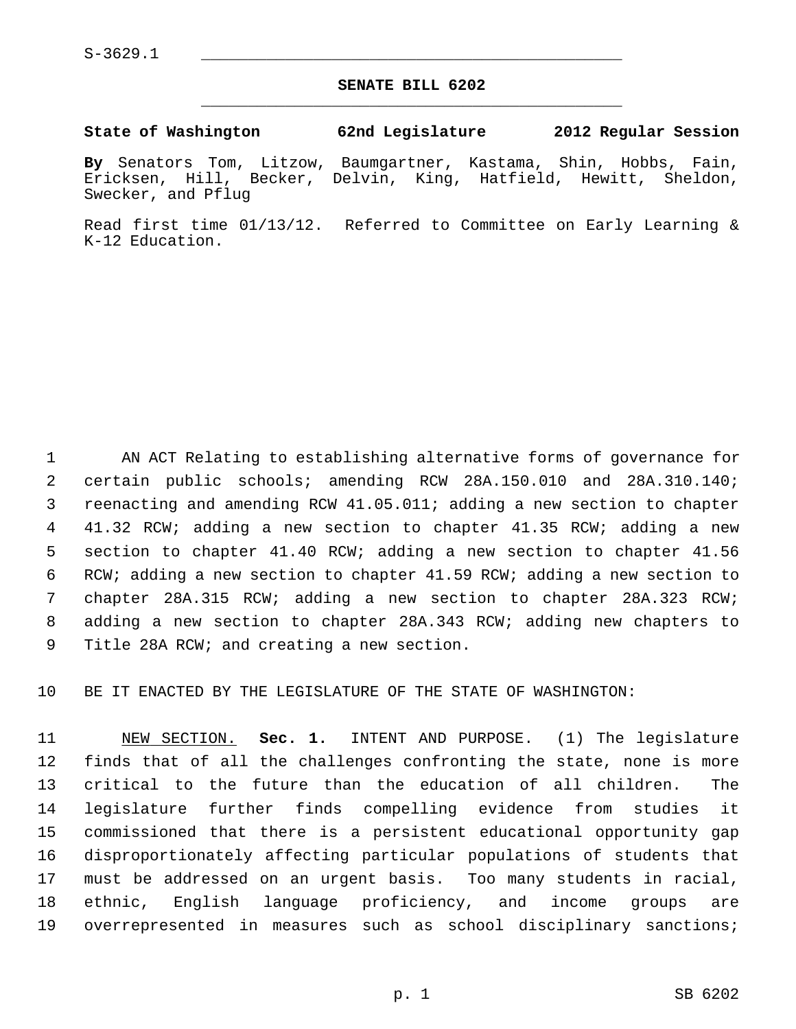S-3629.1

## SENATE BILL 6202

**State of Washington 62nd Legislature 2012 Regular Session**

**By** Senators Tom, Litzow, Baumgartner, Kastama, Shin, Hobbs, Fain, Ericksen, Hill, Becker, Delvin, King, Hatfield, Hewitt, Sheldon, Swecker, and Pflug

Read first time 01/13/12. Referred to Committee on Early Learning & K-12 Education.

AN ACT Relating to establishing alternative forms of governance for certain public schools; amending RCW 28A.150.010 and 28A.310.140; reenacting and amending RCW 41.05.011; adding a new section to chapter 41.32 RCW; adding a new section to chapter 41.35 RCW; adding a new section to chapter 41.40 RCW; adding a new section to chapter 41.56 RCW; adding a new section to chapter 41.59 RCW; adding a new section to chapter 28A.315 RCW; adding a new section to chapter 28A.323 RCW; adding a new section to chapter 28A.343 RCW; adding new chapters to Title 28A RCW; and creating a new section.

BE IT ENACTED BY THE LEGISLATURE OF THE STATE OF WASHINGTON:

NEW SECTION. **Sec. 1.** INTENT AND PURPOSE. (1) The legislature finds that of all the challenges confronting the state, none is more critical to the future than the education of all children. The legislature further finds compelling evidence from studies it commissioned that there is a persistent educational opportunity gap disproportionately affecting particular populations of students that must be addressed on an urgent basis. Too many students in racial, ethnic, English language proficiency, and income groups are overrepresented in measures such as school disciplinary sanctions;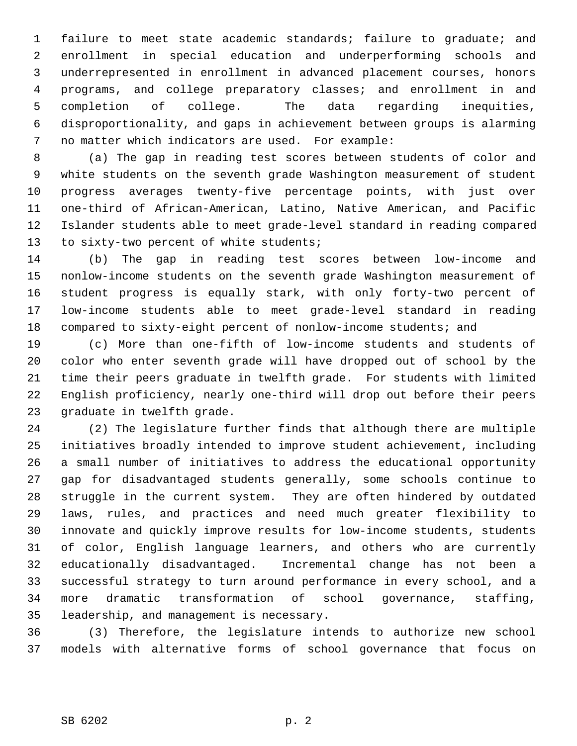failure to meet state academic standards; failure to graduate; and enrollment in special education and underperforming schools and underrepresented in enrollment in advanced placement courses, honors programs, and college preparatory classes; and enrollment in and completion of college. The data regarding inequities, disproportionality, and gaps in achievement between groups is alarming no matter which indicators are used. For example:

(a) The gap in reading test scores between students of color and white students on the seventh grade Washington measurement of student progress averages twenty-five percentage points, with just over one-third of African-American, Latino, Native American, and Pacific Islander students able to meet grade-level standard in reading compared to sixty-two percent of white students;

(b) The gap in reading test scores between low-income and nonlow-income students on the seventh grade Washington measurement of student progress is equally stark, with only forty-two percent of low-income students able to meet grade-level standard in reading compared to sixty-eight percent of nonlow-income students; and

(c) More than one-fifth of low-income students and students of color who enter seventh grade will have dropped out of school by the time their peers graduate in twelfth grade. For students with limited English proficiency, nearly one-third will drop out before their peers graduate in twelfth grade.

(2) The legislature further finds that although there are multiple initiatives broadly intended to improve student achievement, including a small number of initiatives to address the educational opportunity gap for disadvantaged students generally, some schools continue to struggle in the current system. They are often hindered by outdated laws, rules, and practices and need much greater flexibility to innovate and quickly improve results for low-income students, students of color, English language learners, and others who are currently educationally disadvantaged. Incremental change has not been a successful strategy to turn around performance in every school, and a more dramatic transformation of school governance, staffing, leadership, and management is necessary.

(3) Therefore, the legislature intends to authorize new school models with alternative forms of school governance that focus on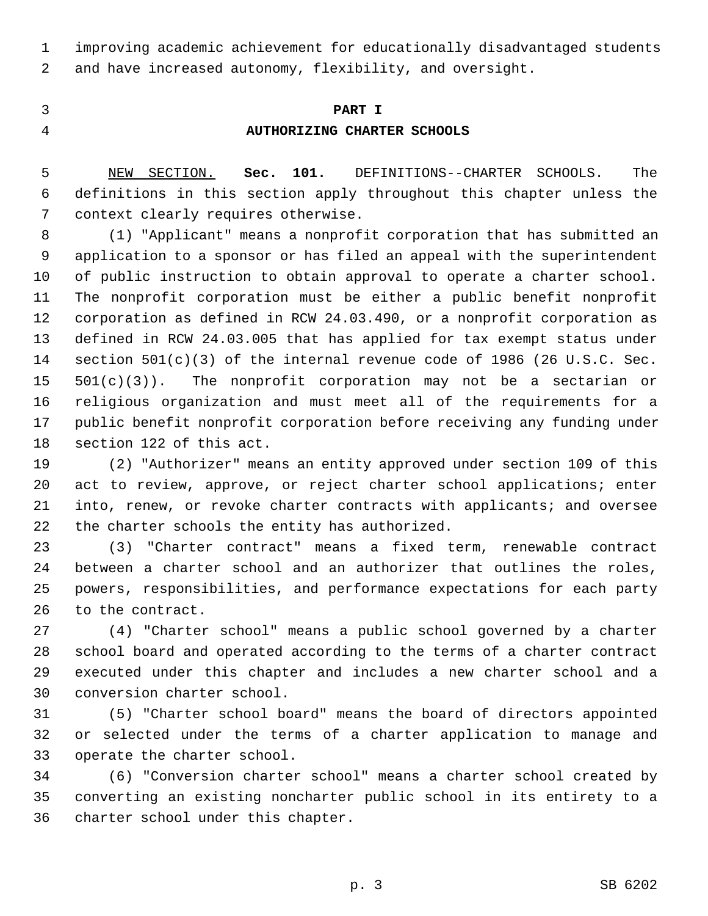improving academic achievement for educationally disadvantaged students and have increased autonomy, flexibility, and oversight.

## PART I
## AUTHORIZING CHARTER SCHOOLS

NEW SECTION. **Sec. 101.** DEFINITIONS--CHARTER SCHOOLS. The definitions in this section apply throughout this chapter unless the context clearly requires otherwise.

(1) "Applicant" means a nonprofit corporation that has submitted an application to a sponsor or has filed an appeal with the superintendent of public instruction to obtain approval to operate a charter school. The nonprofit corporation must be either a public benefit nonprofit corporation as defined in RCW 24.03.490, or a nonprofit corporation as defined in RCW 24.03.005 that has applied for tax exempt status under section 501(c)(3) of the internal revenue code of 1986 (26 U.S.C. Sec. 501(c)(3)). The nonprofit corporation may not be a sectarian or religious organization and must meet all of the requirements for a public benefit nonprofit corporation before receiving any funding under section 122 of this act.

(2) "Authorizer" means an entity approved under section 109 of this act to review, approve, or reject charter school applications; enter into, renew, or revoke charter contracts with applicants; and oversee the charter schools the entity has authorized.

(3) "Charter contract" means a fixed term, renewable contract between a charter school and an authorizer that outlines the roles, powers, responsibilities, and performance expectations for each party to the contract.

(4) "Charter school" means a public school governed by a charter school board and operated according to the terms of a charter contract executed under this chapter and includes a new charter school and a conversion charter school.

(5) "Charter school board" means the board of directors appointed or selected under the terms of a charter application to manage and operate the charter school.

(6) "Conversion charter school" means a charter school created by converting an existing noncharter public school in its entirety to a charter school under this chapter.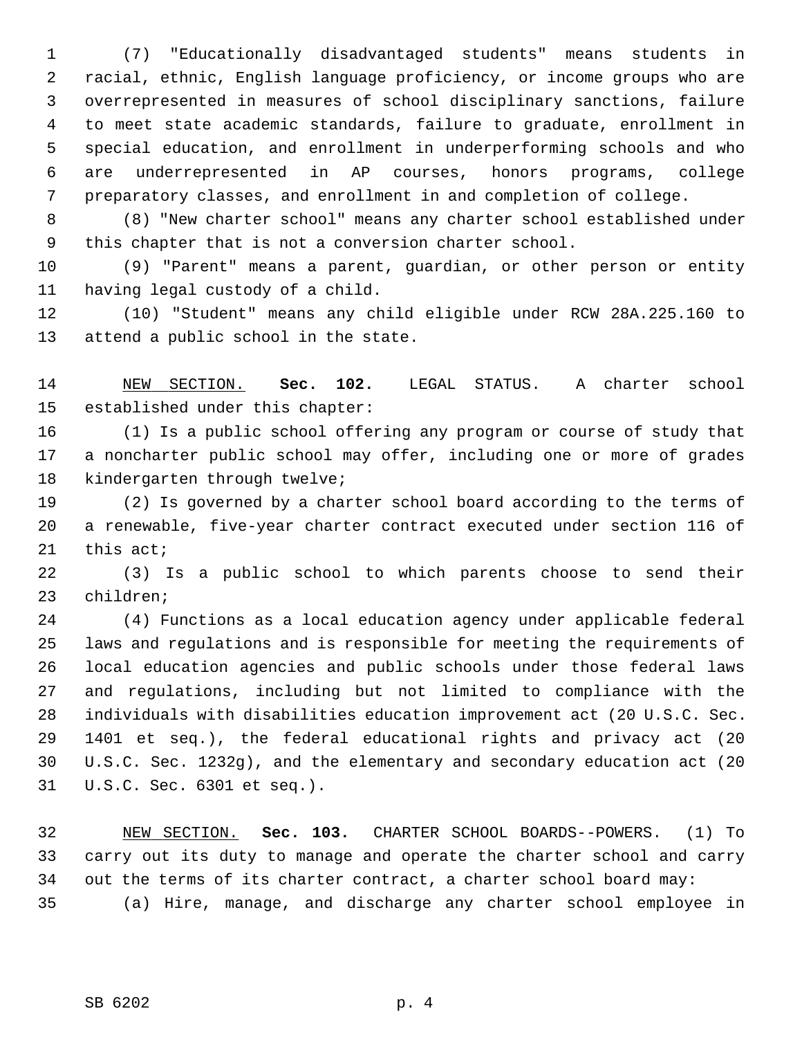(7) "Educationally disadvantaged students" means students in racial, ethnic, English language proficiency, or income groups who are overrepresented in measures of school disciplinary sanctions, failure to meet state academic standards, failure to graduate, enrollment in special education, and enrollment in underperforming schools and who are underrepresented in AP courses, honors programs, college preparatory classes, and enrollment in and completion of college.

(8) "New charter school" means any charter school established under this chapter that is not a conversion charter school.

(9) "Parent" means a parent, guardian, or other person or entity having legal custody of a child.

(10) "Student" means any child eligible under RCW 28A.225.160 to attend a public school in the state.

NEW SECTION. **Sec. 102.** LEGAL STATUS. A charter school established under this chapter:

(1) Is a public school offering any program or course of study that a noncharter public school may offer, including one or more of grades kindergarten through twelve;

(2) Is governed by a charter school board according to the terms of a renewable, five-year charter contract executed under section 116 of this act;

(3) Is a public school to which parents choose to send their children;

(4) Functions as a local education agency under applicable federal laws and regulations and is responsible for meeting the requirements of local education agencies and public schools under those federal laws and regulations, including but not limited to compliance with the individuals with disabilities education improvement act (20 U.S.C. Sec. 1401 et seq.), the federal educational rights and privacy act (20 U.S.C. Sec. 1232g), and the elementary and secondary education act (20 U.S.C. Sec. 6301 et seq.).

NEW SECTION. **Sec. 103.** CHARTER SCHOOL BOARDS--POWERS. (1) To carry out its duty to manage and operate the charter school and carry out the terms of its charter contract, a charter school board may:

(a) Hire, manage, and discharge any charter school employee in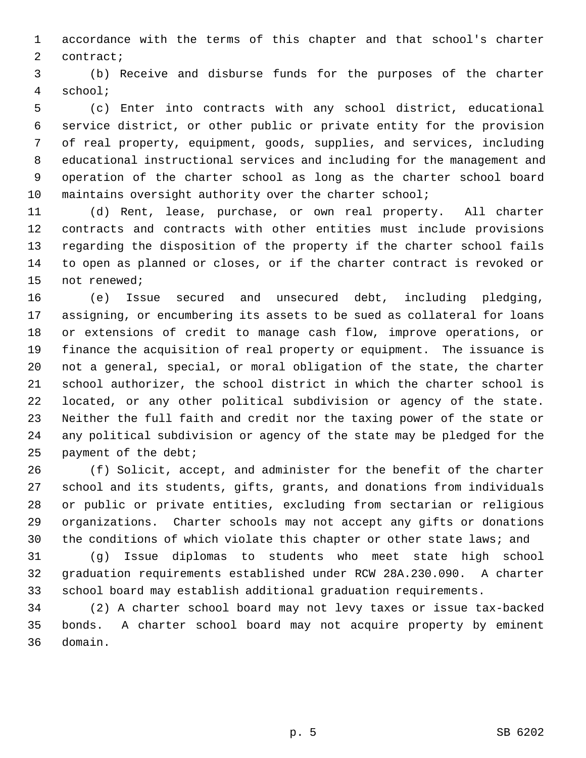accordance with the terms of this chapter and that school's charter contract;

(b) Receive and disburse funds for the purposes of the charter school;

(c) Enter into contracts with any school district, educational service district, or other public or private entity for the provision of real property, equipment, goods, supplies, and services, including educational instructional services and including for the management and operation of the charter school as long as the charter school board maintains oversight authority over the charter school;

(d) Rent, lease, purchase, or own real property. All charter contracts and contracts with other entities must include provisions regarding the disposition of the property if the charter school fails to open as planned or closes, or if the charter contract is revoked or not renewed;

(e) Issue secured and unsecured debt, including pledging, assigning, or encumbering its assets to be sued as collateral for loans or extensions of credit to manage cash flow, improve operations, or finance the acquisition of real property or equipment. The issuance is not a general, special, or moral obligation of the state, the charter school authorizer, the school district in which the charter school is located, or any other political subdivision or agency of the state. Neither the full faith and credit nor the taxing power of the state or any political subdivision or agency of the state may be pledged for the payment of the debt;

(f) Solicit, accept, and administer for the benefit of the charter school and its students, gifts, grants, and donations from individuals or public or private entities, excluding from sectarian or religious organizations. Charter schools may not accept any gifts or donations the conditions of which violate this chapter or other state laws; and

(g) Issue diplomas to students who meet state high school graduation requirements established under RCW 28A.230.090. A charter school board may establish additional graduation requirements.

(2) A charter school board may not levy taxes or issue tax-backed bonds. A charter school board may not acquire property by eminent domain.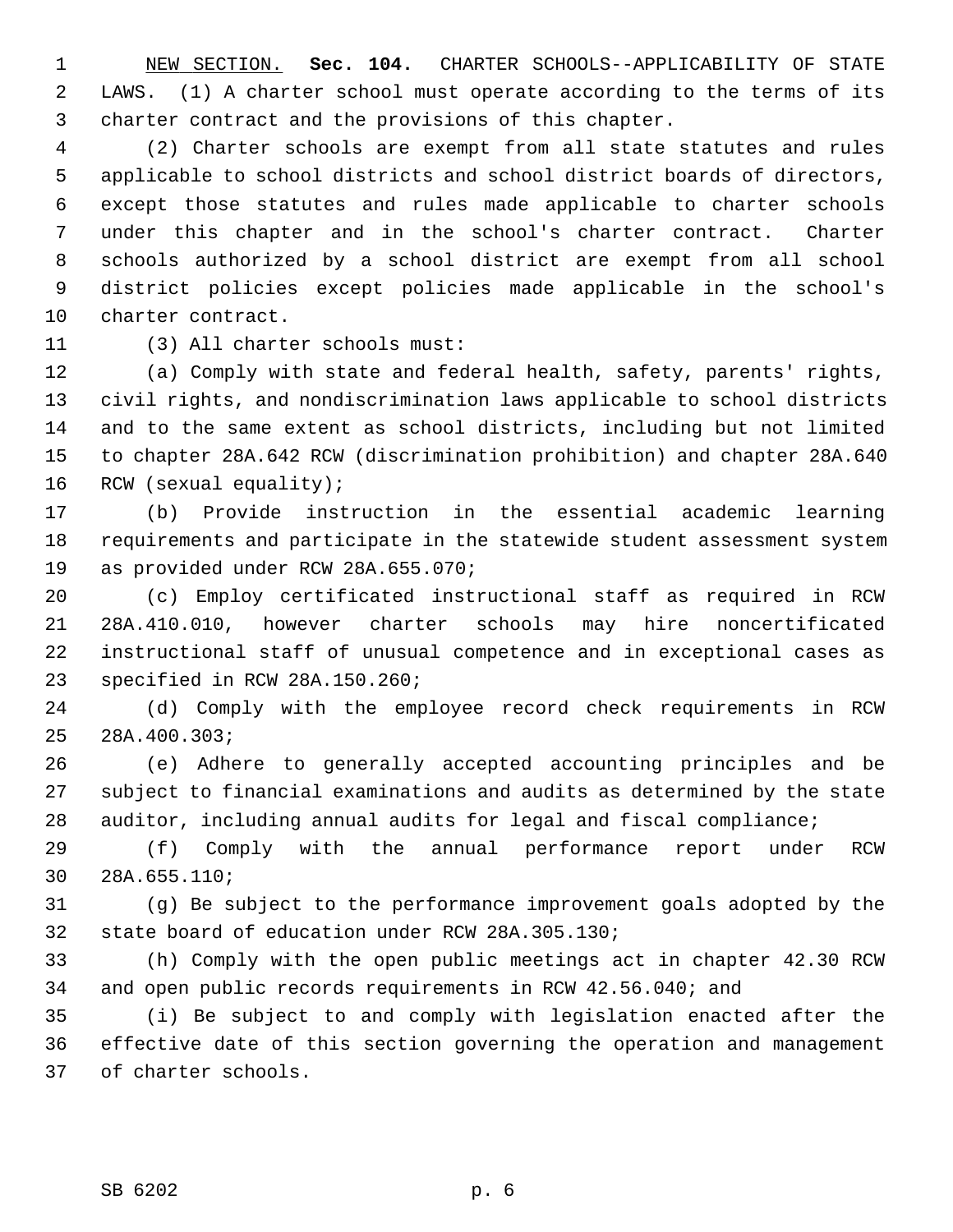NEW SECTION. **Sec. 104.** CHARTER SCHOOLS--APPLICABILITY OF STATE LAWS. (1) A charter school must operate according to the terms of its charter contract and the provisions of this chapter.

(2) Charter schools are exempt from all state statutes and rules applicable to school districts and school district boards of directors, except those statutes and rules made applicable to charter schools under this chapter and in the school's charter contract. Charter schools authorized by a school district are exempt from all school district policies except policies made applicable in the school's charter contract.

(3) All charter schools must:

(a) Comply with state and federal health, safety, parents' rights, civil rights, and nondiscrimination laws applicable to school districts and to the same extent as school districts, including but not limited to chapter 28A.642 RCW (discrimination prohibition) and chapter 28A.640 RCW (sexual equality);

(b) Provide instruction in the essential academic learning requirements and participate in the statewide student assessment system as provided under RCW 28A.655.070;

(c) Employ certificated instructional staff as required in RCW 28A.410.010, however charter schools may hire noncertificated instructional staff of unusual competence and in exceptional cases as specified in RCW 28A.150.260;

(d) Comply with the employee record check requirements in RCW 28A.400.303;

(e) Adhere to generally accepted accounting principles and be subject to financial examinations and audits as determined by the state auditor, including annual audits for legal and fiscal compliance;

(f) Comply with the annual performance report under RCW 28A.655.110;

(g) Be subject to the performance improvement goals adopted by the state board of education under RCW 28A.305.130;

(h) Comply with the open public meetings act in chapter 42.30 RCW and open public records requirements in RCW 42.56.040; and

(i) Be subject to and comply with legislation enacted after the effective date of this section governing the operation and management of charter schools.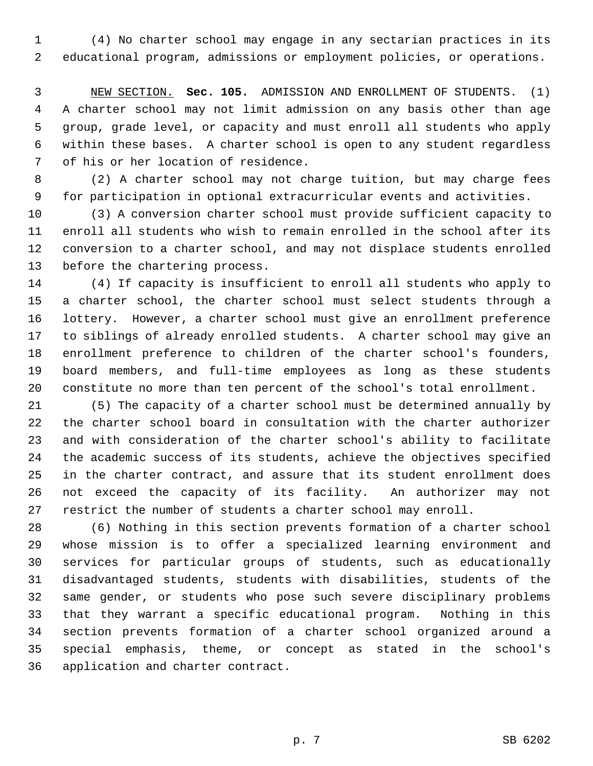(4) No charter school may engage in any sectarian practices in its educational program, admissions or employment policies, or operations.

NEW SECTION. **Sec. 105.** ADMISSION AND ENROLLMENT OF STUDENTS. (1) A charter school may not limit admission on any basis other than age group, grade level, or capacity and must enroll all students who apply within these bases. A charter school is open to any student regardless of his or her location of residence.

(2) A charter school may not charge tuition, but may charge fees for participation in optional extracurricular events and activities.

(3) A conversion charter school must provide sufficient capacity to enroll all students who wish to remain enrolled in the school after its conversion to a charter school, and may not displace students enrolled before the chartering process.

(4) If capacity is insufficient to enroll all students who apply to a charter school, the charter school must select students through a lottery. However, a charter school must give an enrollment preference to siblings of already enrolled students. A charter school may give an enrollment preference to children of the charter school's founders, board members, and full-time employees as long as these students constitute no more than ten percent of the school's total enrollment.

(5) The capacity of a charter school must be determined annually by the charter school board in consultation with the charter authorizer and with consideration of the charter school's ability to facilitate the academic success of its students, achieve the objectives specified in the charter contract, and assure that its student enrollment does not exceed the capacity of its facility. An authorizer may not restrict the number of students a charter school may enroll.

(6) Nothing in this section prevents formation of a charter school whose mission is to offer a specialized learning environment and services for particular groups of students, such as educationally disadvantaged students, students with disabilities, students of the same gender, or students who pose such severe disciplinary problems that they warrant a specific educational program. Nothing in this section prevents formation of a charter school organized around a special emphasis, theme, or concept as stated in the school's application and charter contract.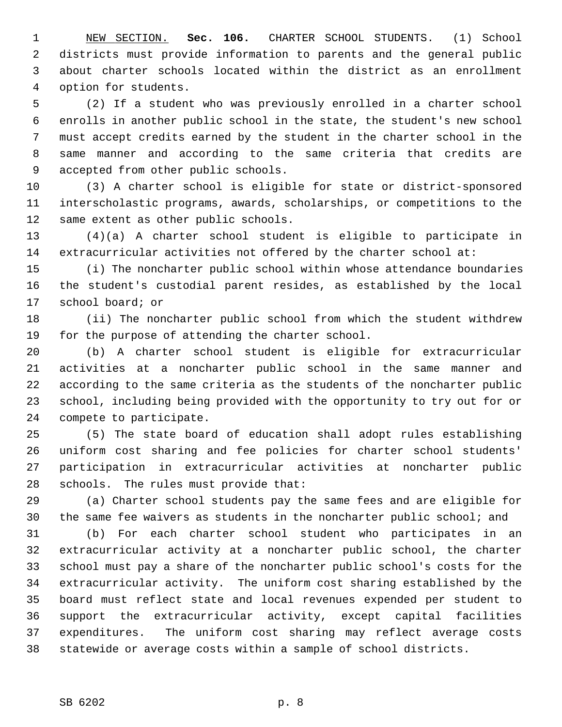NEW SECTION. **Sec. 106.** CHARTER SCHOOL STUDENTS. (1) School districts must provide information to parents and the general public about charter schools located within the district as an enrollment option for students.

(2) If a student who was previously enrolled in a charter school enrolls in another public school in the state, the student's new school must accept credits earned by the student in the charter school in the same manner and according to the same criteria that credits are accepted from other public schools.

(3) A charter school is eligible for state or district-sponsored interscholastic programs, awards, scholarships, or competitions to the same extent as other public schools.

(4)(a) A charter school student is eligible to participate in extracurricular activities not offered by the charter school at:

(i) The noncharter public school within whose attendance boundaries the student's custodial parent resides, as established by the local school board; or

(ii) The noncharter public school from which the student withdrew for the purpose of attending the charter school.

(b) A charter school student is eligible for extracurricular activities at a noncharter public school in the same manner and according to the same criteria as the students of the noncharter public school, including being provided with the opportunity to try out for or compete to participate.

(5) The state board of education shall adopt rules establishing uniform cost sharing and fee policies for charter school students' participation in extracurricular activities at noncharter public schools. The rules must provide that:

(a) Charter school students pay the same fees and are eligible for the same fee waivers as students in the noncharter public school; and

(b) For each charter school student who participates in an extracurricular activity at a noncharter public school, the charter school must pay a share of the noncharter public school's costs for the extracurricular activity. The uniform cost sharing established by the board must reflect state and local revenues expended per student to support the extracurricular activity, except capital facilities expenditures. The uniform cost sharing may reflect average costs statewide or average costs within a sample of school districts.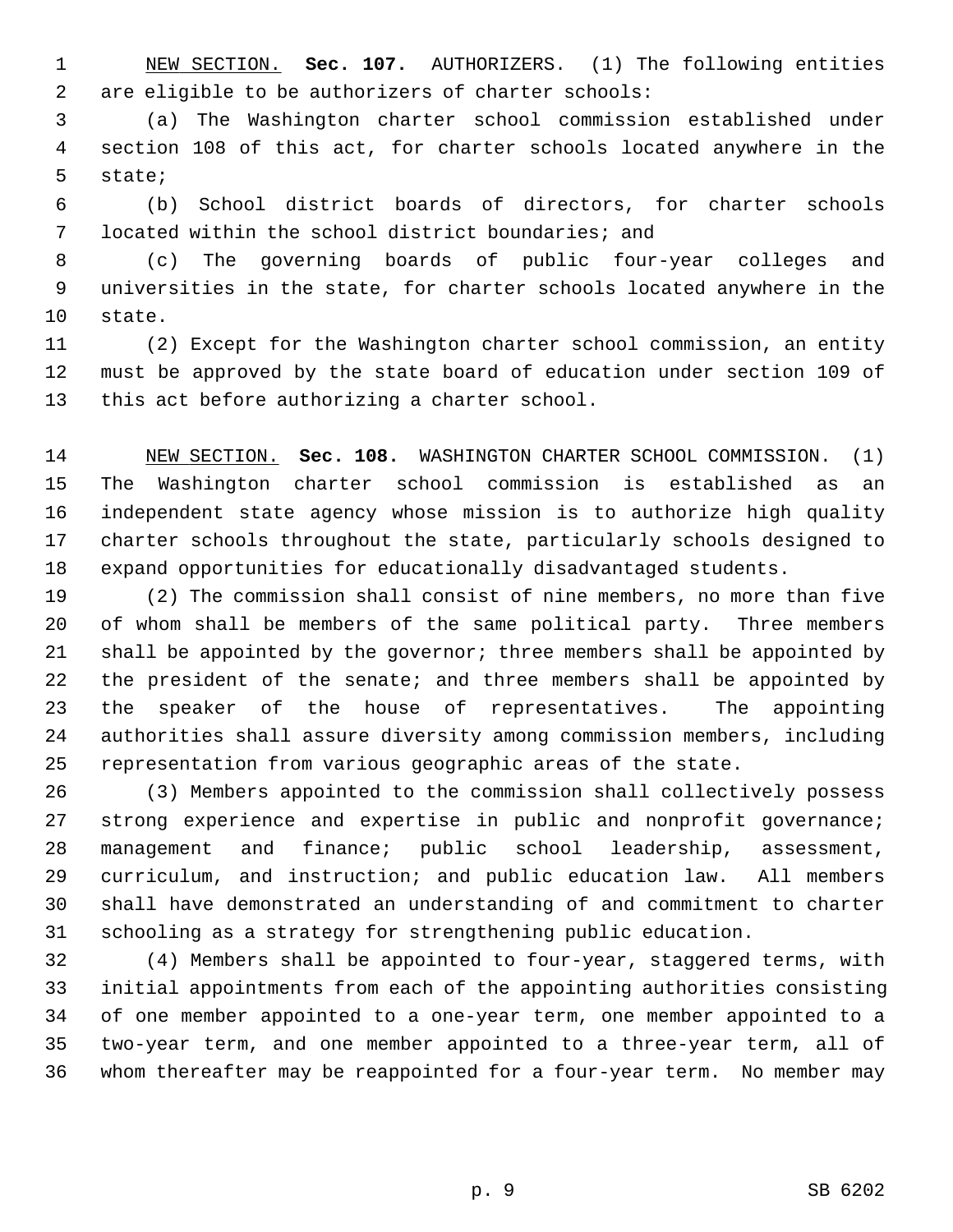NEW SECTION. **Sec. 107.** AUTHORIZERS. (1) The following entities are eligible to be authorizers of charter schools:

(a) The Washington charter school commission established under section 108 of this act, for charter schools located anywhere in the state;

(b) School district boards of directors, for charter schools located within the school district boundaries; and

(c) The governing boards of public four-year colleges and universities in the state, for charter schools located anywhere in the state.

(2) Except for the Washington charter school commission, an entity must be approved by the state board of education under section 109 of this act before authorizing a charter school.

NEW SECTION. **Sec. 108.** WASHINGTON CHARTER SCHOOL COMMISSION. (1) The Washington charter school commission is established as an independent state agency whose mission is to authorize high quality charter schools throughout the state, particularly schools designed to expand opportunities for educationally disadvantaged students.

(2) The commission shall consist of nine members, no more than five of whom shall be members of the same political party. Three members shall be appointed by the governor; three members shall be appointed by the president of the senate; and three members shall be appointed by the speaker of the house of representatives. The appointing authorities shall assure diversity among commission members, including representation from various geographic areas of the state.

(3) Members appointed to the commission shall collectively possess strong experience and expertise in public and nonprofit governance; management and finance; public school leadership, assessment, curriculum, and instruction; and public education law. All members shall have demonstrated an understanding of and commitment to charter schooling as a strategy for strengthening public education.

(4) Members shall be appointed to four-year, staggered terms, with initial appointments from each of the appointing authorities consisting of one member appointed to a one-year term, one member appointed to a two-year term, and one member appointed to a three-year term, all of whom thereafter may be reappointed for a four-year term. No member may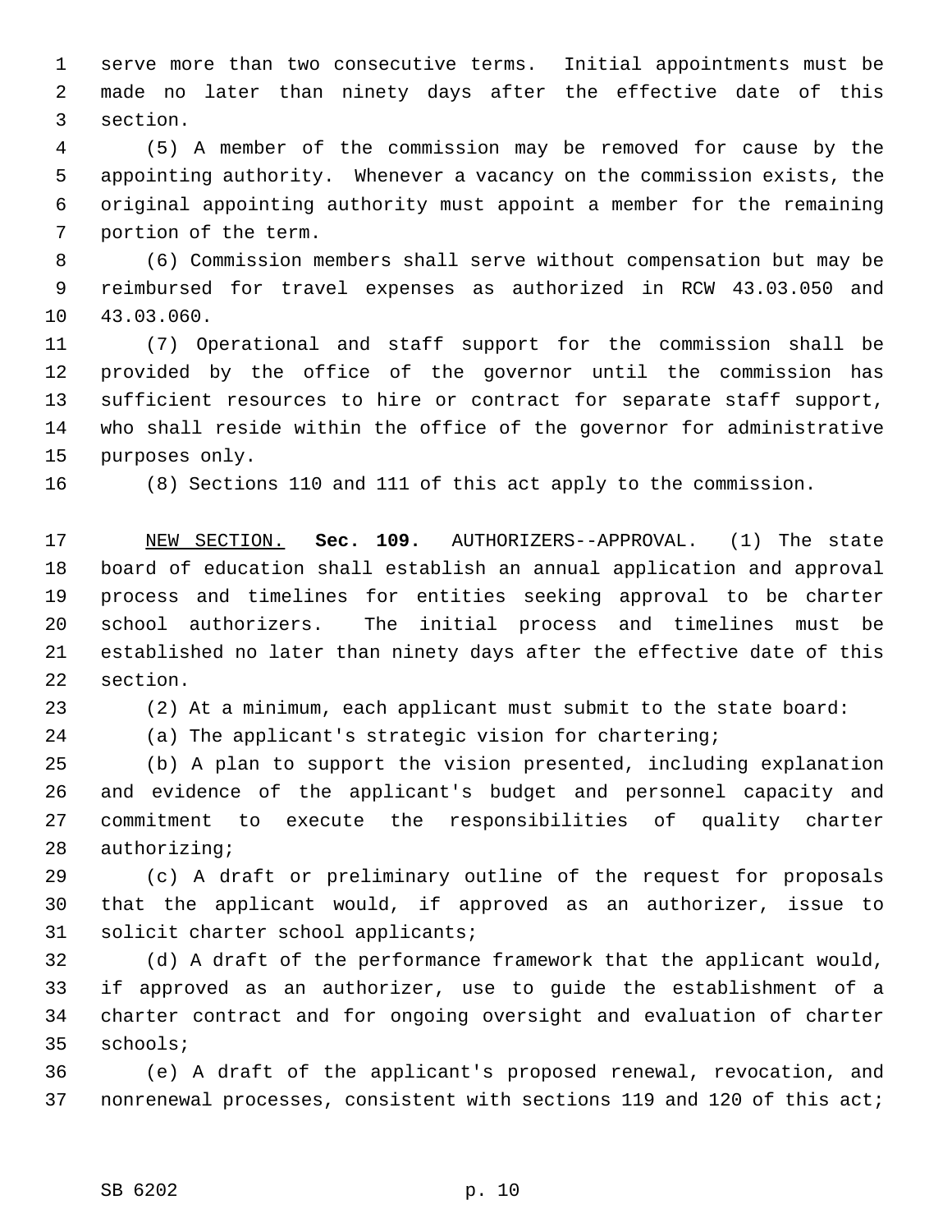serve more than two consecutive terms. Initial appointments must be made no later than ninety days after the effective date of this section.

(5) A member of the commission may be removed for cause by the appointing authority. Whenever a vacancy on the commission exists, the original appointing authority must appoint a member for the remaining portion of the term.

(6) Commission members shall serve without compensation but may be reimbursed for travel expenses as authorized in RCW 43.03.050 and 43.03.060.

(7) Operational and staff support for the commission shall be provided by the office of the governor until the commission has sufficient resources to hire or contract for separate staff support, who shall reside within the office of the governor for administrative purposes only.

(8) Sections 110 and 111 of this act apply to the commission.

NEW SECTION. **Sec. 109.** AUTHORIZERS--APPROVAL. (1) The state board of education shall establish an annual application and approval process and timelines for entities seeking approval to be charter school authorizers. The initial process and timelines must be established no later than ninety days after the effective date of this section.

(2) At a minimum, each applicant must submit to the state board:

(a) The applicant's strategic vision for chartering;

(b) A plan to support the vision presented, including explanation and evidence of the applicant's budget and personnel capacity and commitment to execute the responsibilities of quality charter authorizing;

(c) A draft or preliminary outline of the request for proposals that the applicant would, if approved as an authorizer, issue to solicit charter school applicants;

(d) A draft of the performance framework that the applicant would, if approved as an authorizer, use to guide the establishment of a charter contract and for ongoing oversight and evaluation of charter schools;

(e) A draft of the applicant's proposed renewal, revocation, and nonrenewal processes, consistent with sections 119 and 120 of this act;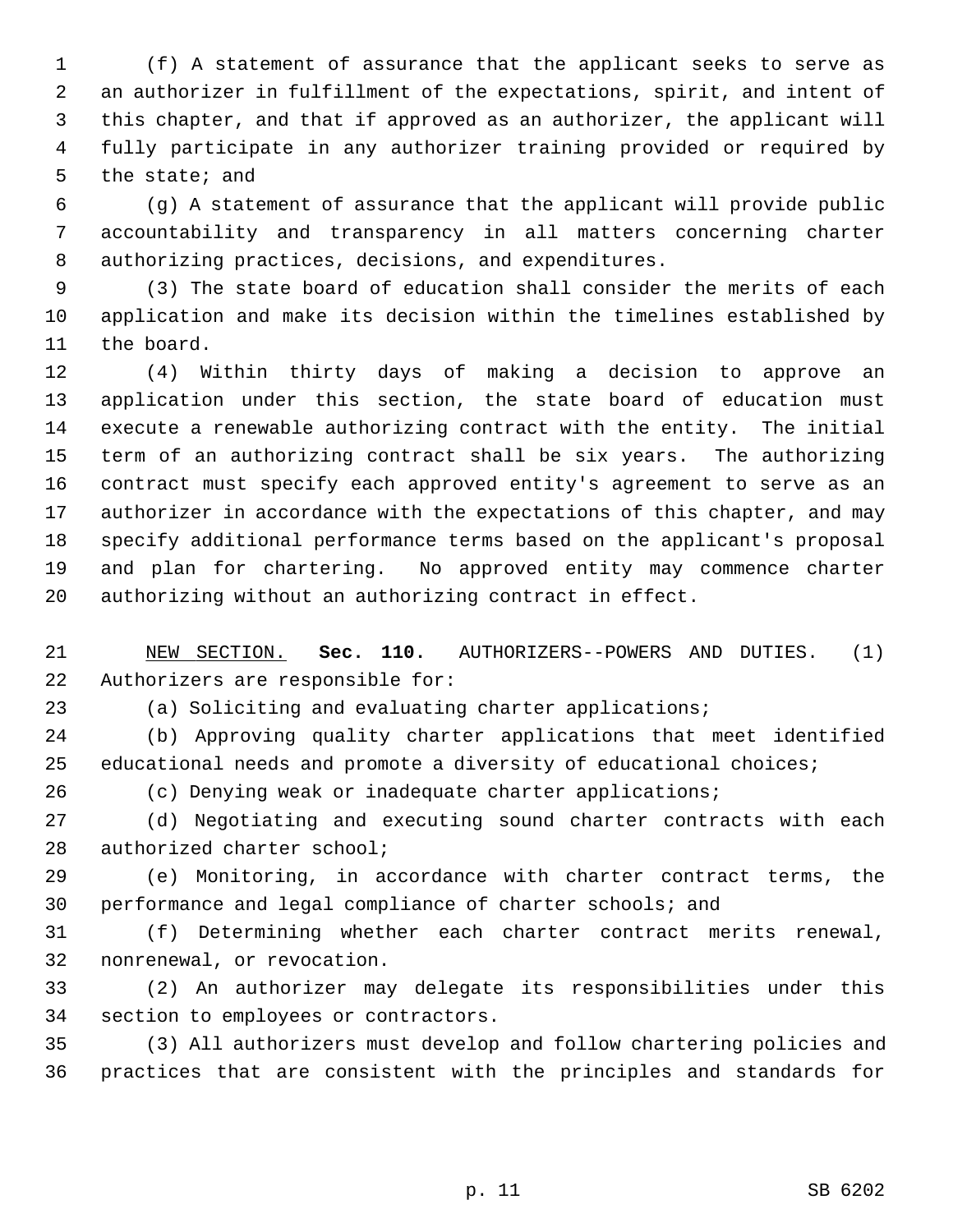(f) A statement of assurance that the applicant seeks to serve as an authorizer in fulfillment of the expectations, spirit, and intent of this chapter, and that if approved as an authorizer, the applicant will fully participate in any authorizer training provided or required by the state; and

(g) A statement of assurance that the applicant will provide public accountability and transparency in all matters concerning charter authorizing practices, decisions, and expenditures.

(3) The state board of education shall consider the merits of each application and make its decision within the timelines established by the board.

(4) Within thirty days of making a decision to approve an application under this section, the state board of education must execute a renewable authorizing contract with the entity. The initial term of an authorizing contract shall be six years. The authorizing contract must specify each approved entity's agreement to serve as an authorizer in accordance with the expectations of this chapter, and may specify additional performance terms based on the applicant's proposal and plan for chartering. No approved entity may commence charter authorizing without an authorizing contract in effect.

NEW SECTION. **Sec. 110.** AUTHORIZERS--POWERS AND DUTIES. (1) Authorizers are responsible for:

(a) Soliciting and evaluating charter applications;

(b) Approving quality charter applications that meet identified educational needs and promote a diversity of educational choices;

(c) Denying weak or inadequate charter applications;

(d) Negotiating and executing sound charter contracts with each authorized charter school;

(e) Monitoring, in accordance with charter contract terms, the performance and legal compliance of charter schools; and

(f) Determining whether each charter contract merits renewal, nonrenewal, or revocation.

(2) An authorizer may delegate its responsibilities under this section to employees or contractors.

(3) All authorizers must develop and follow chartering policies and practices that are consistent with the principles and standards for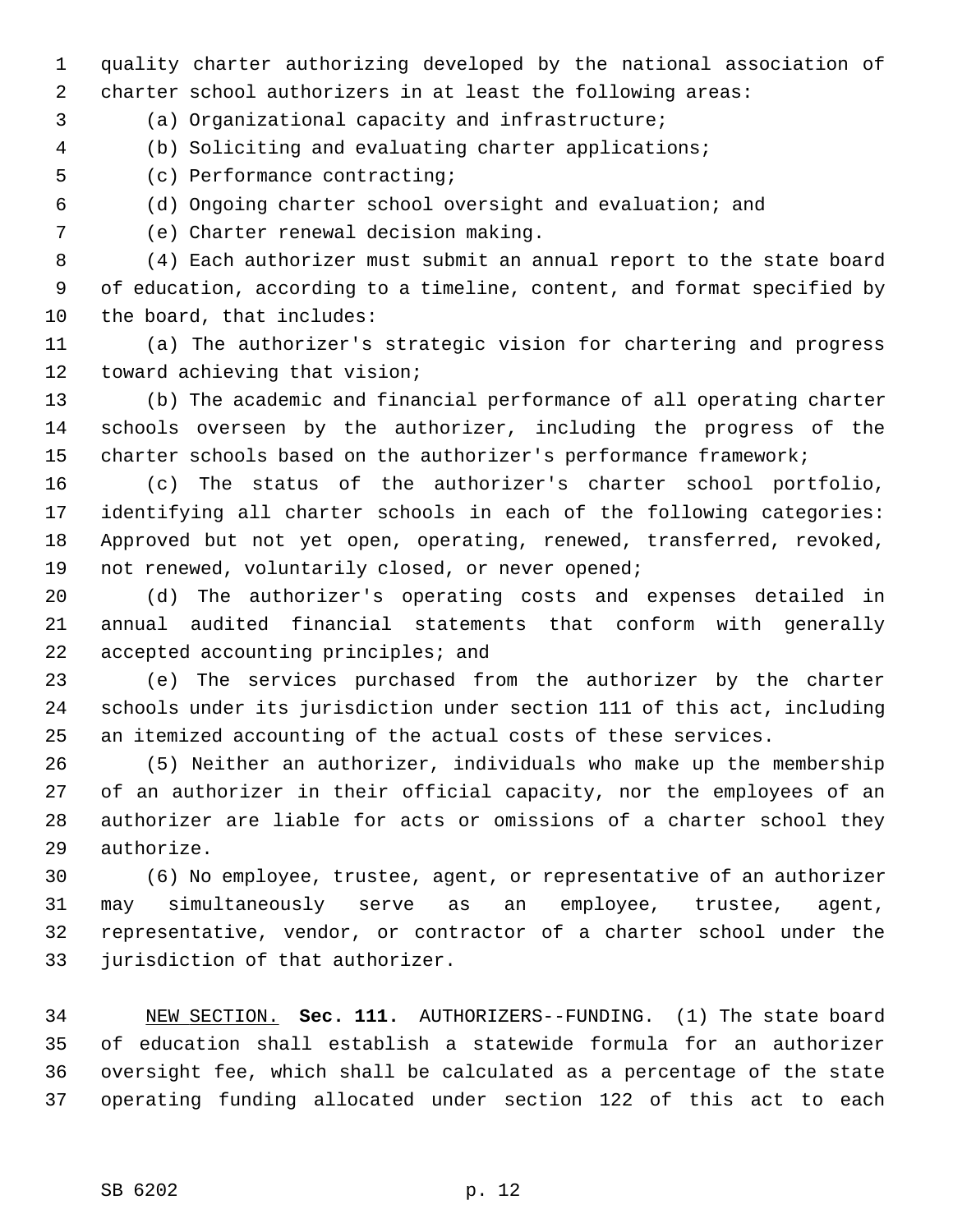quality charter authorizing developed by the national association of charter school authorizers in at least the following areas:

(a) Organizational capacity and infrastructure;

(b) Soliciting and evaluating charter applications;

(c) Performance contracting;

(d) Ongoing charter school oversight and evaluation; and

(e) Charter renewal decision making.

(4) Each authorizer must submit an annual report to the state board of education, according to a timeline, content, and format specified by the board, that includes:

(a) The authorizer's strategic vision for chartering and progress toward achieving that vision;

(b) The academic and financial performance of all operating charter schools overseen by the authorizer, including the progress of the charter schools based on the authorizer's performance framework;

(c) The status of the authorizer's charter school portfolio, identifying all charter schools in each of the following categories: Approved but not yet open, operating, renewed, transferred, revoked, not renewed, voluntarily closed, or never opened;

(d) The authorizer's operating costs and expenses detailed in annual audited financial statements that conform with generally accepted accounting principles; and

(e) The services purchased from the authorizer by the charter schools under its jurisdiction under section 111 of this act, including an itemized accounting of the actual costs of these services.

(5) Neither an authorizer, individuals who make up the membership of an authorizer in their official capacity, nor the employees of an authorizer are liable for acts or omissions of a charter school they authorize.

(6) No employee, trustee, agent, or representative of an authorizer may simultaneously serve as an employee, trustee, agent, representative, vendor, or contractor of a charter school under the jurisdiction of that authorizer.

NEW SECTION. **Sec. 111.** AUTHORIZERS--FUNDING. (1) The state board of education shall establish a statewide formula for an authorizer oversight fee, which shall be calculated as a percentage of the state operating funding allocated under section 122 of this act to each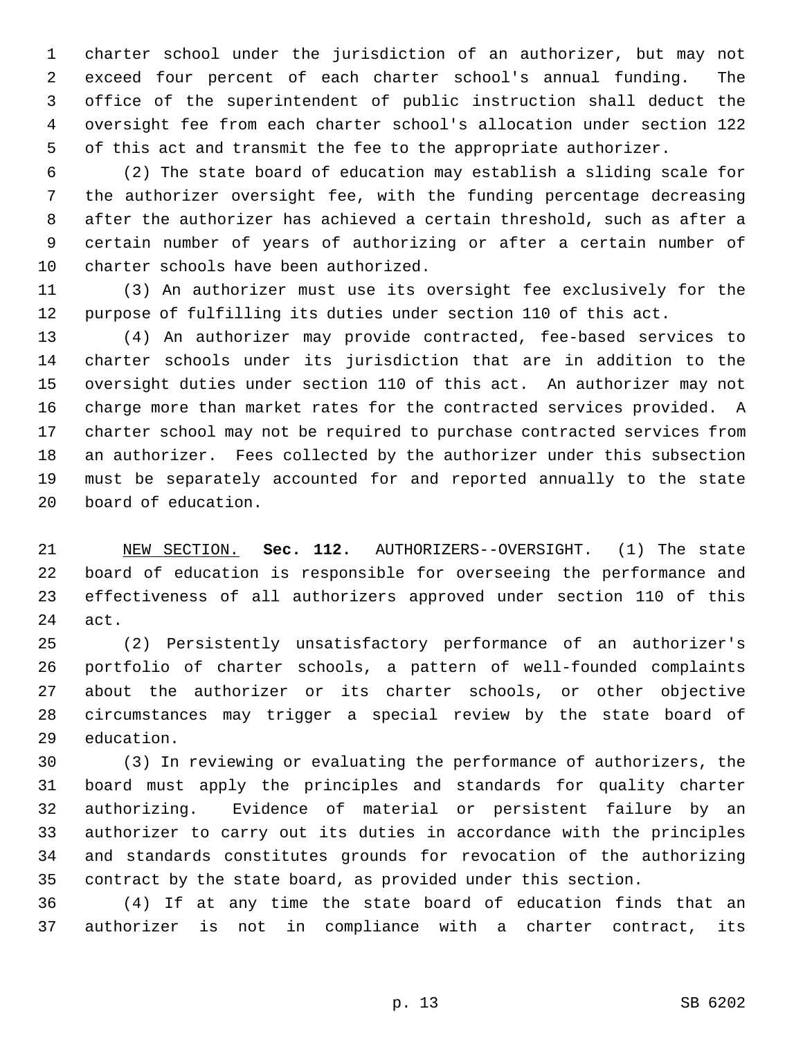charter school under the jurisdiction of an authorizer, but may not exceed four percent of each charter school's annual funding. The office of the superintendent of public instruction shall deduct the oversight fee from each charter school's allocation under section 122 of this act and transmit the fee to the appropriate authorizer.

(2) The state board of education may establish a sliding scale for the authorizer oversight fee, with the funding percentage decreasing after the authorizer has achieved a certain threshold, such as after a certain number of years of authorizing or after a certain number of charter schools have been authorized.

(3) An authorizer must use its oversight fee exclusively for the purpose of fulfilling its duties under section 110 of this act.

(4) An authorizer may provide contracted, fee-based services to charter schools under its jurisdiction that are in addition to the oversight duties under section 110 of this act. An authorizer may not charge more than market rates for the contracted services provided. A charter school may not be required to purchase contracted services from an authorizer. Fees collected by the authorizer under this subsection must be separately accounted for and reported annually to the state board of education.

NEW SECTION. **Sec. 112.** AUTHORIZERS--OVERSIGHT. (1) The state board of education is responsible for overseeing the performance and effectiveness of all authorizers approved under section 110 of this act.

(2) Persistently unsatisfactory performance of an authorizer's portfolio of charter schools, a pattern of well-founded complaints about the authorizer or its charter schools, or other objective circumstances may trigger a special review by the state board of education.

(3) In reviewing or evaluating the performance of authorizers, the board must apply the principles and standards for quality charter authorizing. Evidence of material or persistent failure by an authorizer to carry out its duties in accordance with the principles and standards constitutes grounds for revocation of the authorizing contract by the state board, as provided under this section.

(4) If at any time the state board of education finds that an authorizer is not in compliance with a charter contract, its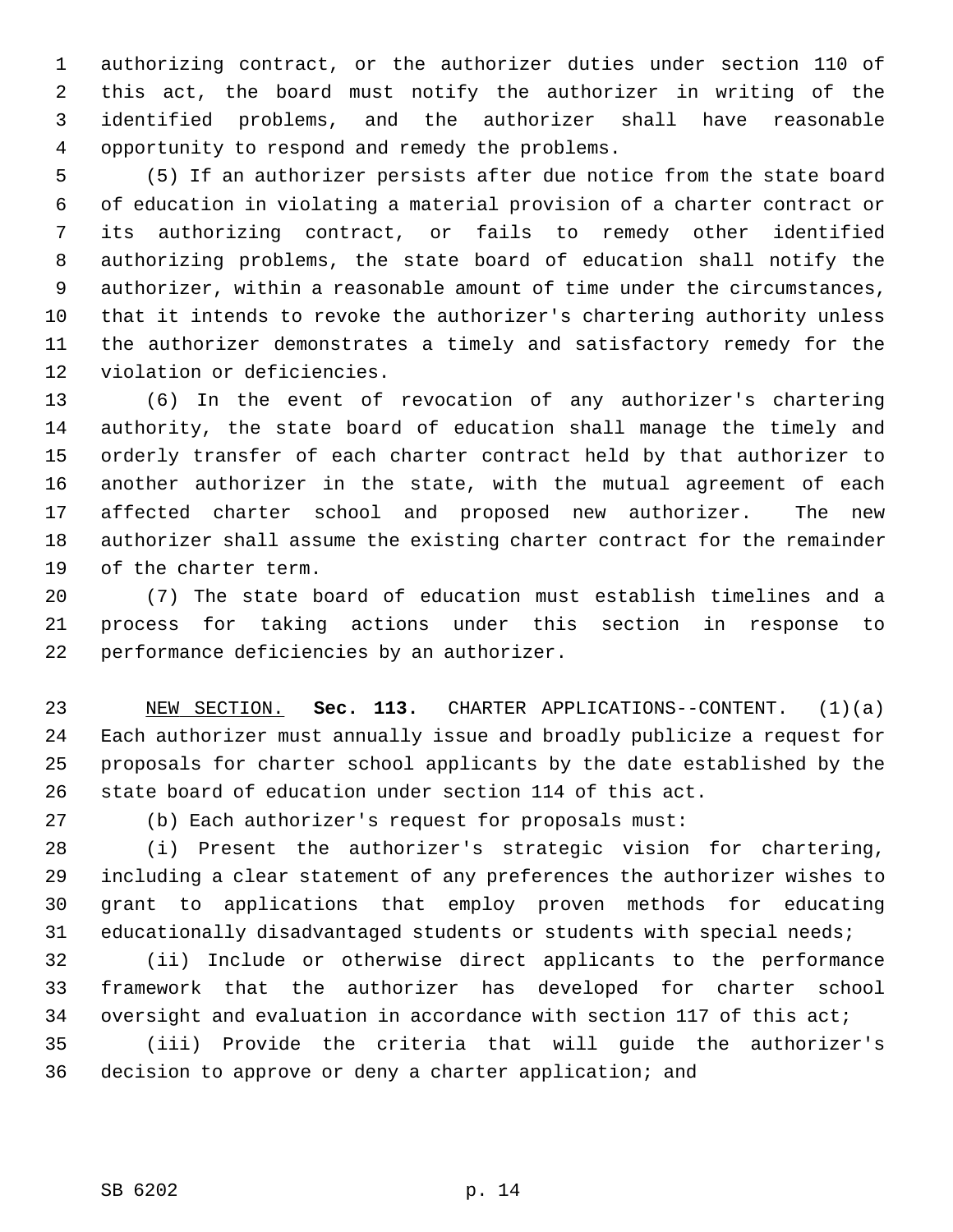authorizing contract, or the authorizer duties under section 110 of this act, the board must notify the authorizer in writing of the identified problems, and the authorizer shall have reasonable opportunity to respond and remedy the problems.

(5) If an authorizer persists after due notice from the state board of education in violating a material provision of a charter contract or its authorizing contract, or fails to remedy other identified authorizing problems, the state board of education shall notify the authorizer, within a reasonable amount of time under the circumstances, that it intends to revoke the authorizer's chartering authority unless the authorizer demonstrates a timely and satisfactory remedy for the violation or deficiencies.

(6) In the event of revocation of any authorizer's chartering authority, the state board of education shall manage the timely and orderly transfer of each charter contract held by that authorizer to another authorizer in the state, with the mutual agreement of each affected charter school and proposed new authorizer. The new authorizer shall assume the existing charter contract for the remainder of the charter term.

(7) The state board of education must establish timelines and a process for taking actions under this section in response to performance deficiencies by an authorizer.

NEW SECTION. **Sec. 113.** CHARTER APPLICATIONS--CONTENT. (1)(a) Each authorizer must annually issue and broadly publicize a request for proposals for charter school applicants by the date established by the state board of education under section 114 of this act.

(b) Each authorizer's request for proposals must:

(i) Present the authorizer's strategic vision for chartering, including a clear statement of any preferences the authorizer wishes to grant to applications that employ proven methods for educating educationally disadvantaged students or students with special needs;

(ii) Include or otherwise direct applicants to the performance framework that the authorizer has developed for charter school oversight and evaluation in accordance with section 117 of this act;

(iii) Provide the criteria that will guide the authorizer's decision to approve or deny a charter application; and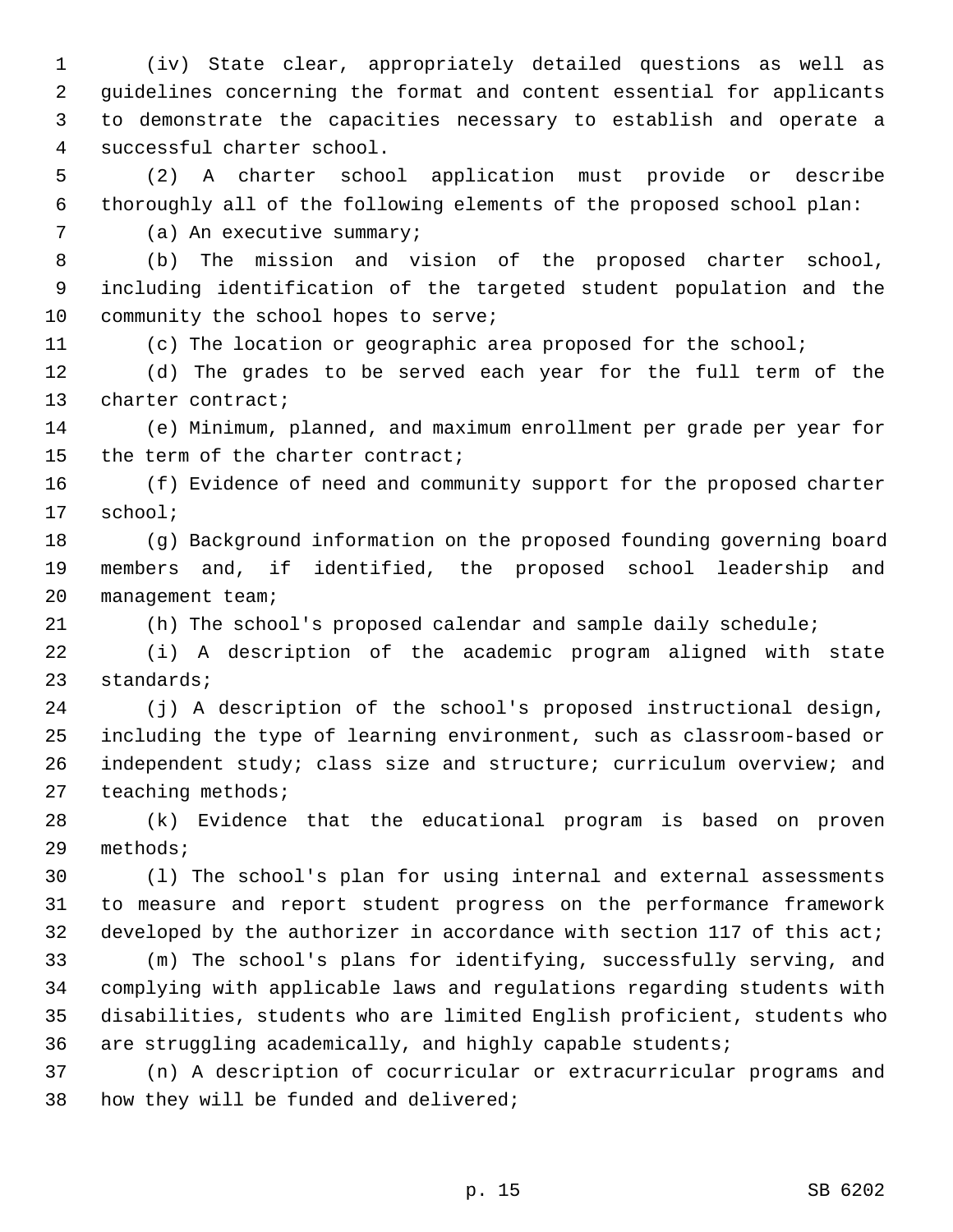(iv) State clear, appropriately detailed questions as well as guidelines concerning the format and content essential for applicants to demonstrate the capacities necessary to establish and operate a successful charter school.

(2) A charter school application must provide or describe thoroughly all of the following elements of the proposed school plan:

(a) An executive summary;

(b) The mission and vision of the proposed charter school, including identification of the targeted student population and the community the school hopes to serve;

(c) The location or geographic area proposed for the school;

(d) The grades to be served each year for the full term of the charter contract;

(e) Minimum, planned, and maximum enrollment per grade per year for the term of the charter contract;

(f) Evidence of need and community support for the proposed charter school;

(g) Background information on the proposed founding governing board members and, if identified, the proposed school leadership and management team;

(h) The school's proposed calendar and sample daily schedule;

(i) A description of the academic program aligned with state standards;

(j) A description of the school's proposed instructional design, including the type of learning environment, such as classroom-based or independent study; class size and structure; curriculum overview; and teaching methods;

(k) Evidence that the educational program is based on proven methods;

(l) The school's plan for using internal and external assessments to measure and report student progress on the performance framework developed by the authorizer in accordance with section 117 of this act;

(m) The school's plans for identifying, successfully serving, and complying with applicable laws and regulations regarding students with disabilities, students who are limited English proficient, students who are struggling academically, and highly capable students;

(n) A description of cocurricular or extracurricular programs and how they will be funded and delivered;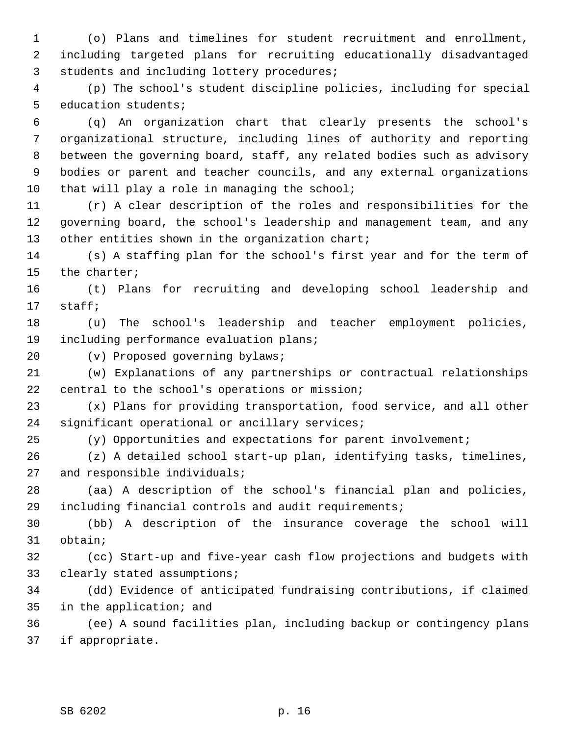(o) Plans and timelines for student recruitment and enrollment, including targeted plans for recruiting educationally disadvantaged students and including lottery procedures;

(p) The school's student discipline policies, including for special education students;

(q) An organization chart that clearly presents the school's organizational structure, including lines of authority and reporting between the governing board, staff, any related bodies such as advisory bodies or parent and teacher councils, and any external organizations that will play a role in managing the school;

(r) A clear description of the roles and responsibilities for the governing board, the school's leadership and management team, and any other entities shown in the organization chart;

(s) A staffing plan for the school's first year and for the term of the charter;

(t) Plans for recruiting and developing school leadership and staff;

(u) The school's leadership and teacher employment policies, including performance evaluation plans;

(v) Proposed governing bylaws;

(w) Explanations of any partnerships or contractual relationships central to the school's operations or mission;

(x) Plans for providing transportation, food service, and all other significant operational or ancillary services;

(y) Opportunities and expectations for parent involvement;

(z) A detailed school start-up plan, identifying tasks, timelines, and responsible individuals;

(aa) A description of the school's financial plan and policies, including financial controls and audit requirements;

(bb) A description of the insurance coverage the school will obtain;

(cc) Start-up and five-year cash flow projections and budgets with clearly stated assumptions;

(dd) Evidence of anticipated fundraising contributions, if claimed in the application; and

(ee) A sound facilities plan, including backup or contingency plans if appropriate.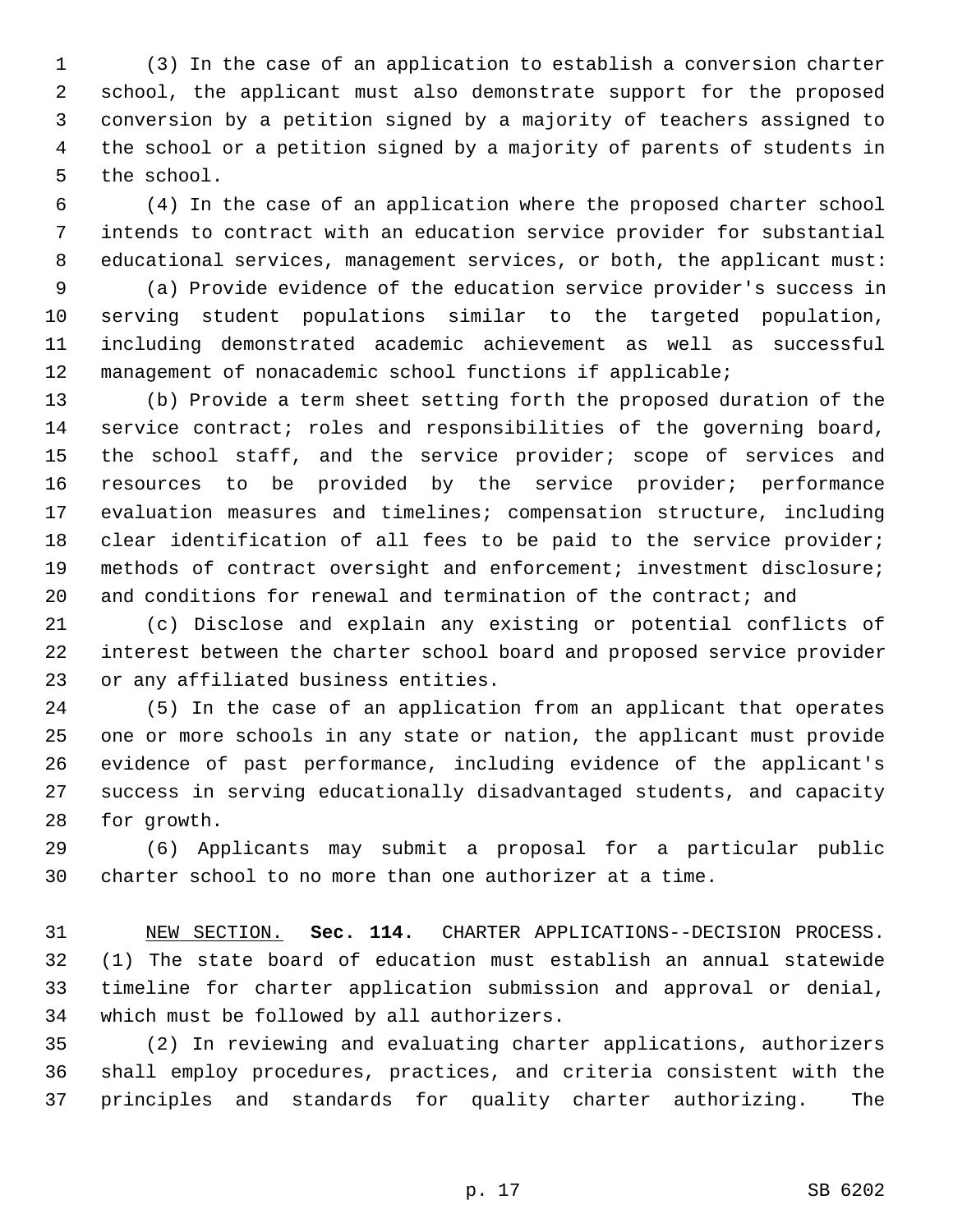(3) In the case of an application to establish a conversion charter school, the applicant must also demonstrate support for the proposed conversion by a petition signed by a majority of teachers assigned to the school or a petition signed by a majority of parents of students in the school.

(4) In the case of an application where the proposed charter school intends to contract with an education service provider for substantial educational services, management services, or both, the applicant must:

(a) Provide evidence of the education service provider's success in serving student populations similar to the targeted population, including demonstrated academic achievement as well as successful management of nonacademic school functions if applicable;

(b) Provide a term sheet setting forth the proposed duration of the service contract; roles and responsibilities of the governing board, the school staff, and the service provider; scope of services and resources to be provided by the service provider; performance evaluation measures and timelines; compensation structure, including clear identification of all fees to be paid to the service provider; methods of contract oversight and enforcement; investment disclosure; and conditions for renewal and termination of the contract; and

(c) Disclose and explain any existing or potential conflicts of interest between the charter school board and proposed service provider or any affiliated business entities.

(5) In the case of an application from an applicant that operates one or more schools in any state or nation, the applicant must provide evidence of past performance, including evidence of the applicant's success in serving educationally disadvantaged students, and capacity for growth.

(6) Applicants may submit a proposal for a particular public charter school to no more than one authorizer at a time.

NEW SECTION. **Sec. 114.** CHARTER APPLICATIONS--DECISION PROCESS. (1) The state board of education must establish an annual statewide timeline for charter application submission and approval or denial, which must be followed by all authorizers.

(2) In reviewing and evaluating charter applications, authorizers shall employ procedures, practices, and criteria consistent with the principles and standards for quality charter authorizing. The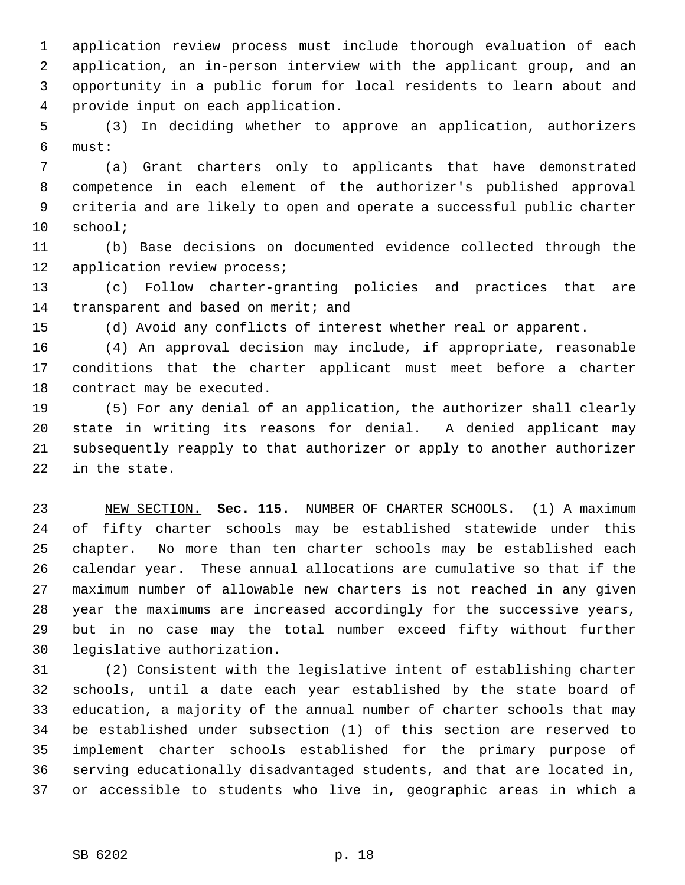application review process must include thorough evaluation of each application, an in-person interview with the applicant group, and an opportunity in a public forum for local residents to learn about and provide input on each application.

(3) In deciding whether to approve an application, authorizers must:

(a) Grant charters only to applicants that have demonstrated competence in each element of the authorizer's published approval criteria and are likely to open and operate a successful public charter school;

(b) Base decisions on documented evidence collected through the application review process;

(c) Follow charter-granting policies and practices that are transparent and based on merit; and

(d) Avoid any conflicts of interest whether real or apparent.

(4) An approval decision may include, if appropriate, reasonable conditions that the charter applicant must meet before a charter contract may be executed.

(5) For any denial of an application, the authorizer shall clearly state in writing its reasons for denial. A denied applicant may subsequently reapply to that authorizer or apply to another authorizer in the state.

NEW SECTION. **Sec. 115.** NUMBER OF CHARTER SCHOOLS. (1) A maximum of fifty charter schools may be established statewide under this chapter. No more than ten charter schools may be established each calendar year. These annual allocations are cumulative so that if the maximum number of allowable new charters is not reached in any given year the maximums are increased accordingly for the successive years, but in no case may the total number exceed fifty without further legislative authorization.

(2) Consistent with the legislative intent of establishing charter schools, until a date each year established by the state board of education, a majority of the annual number of charter schools that may be established under subsection (1) of this section are reserved to implement charter schools established for the primary purpose of serving educationally disadvantaged students, and that are located in, or accessible to students who live in, geographic areas in which a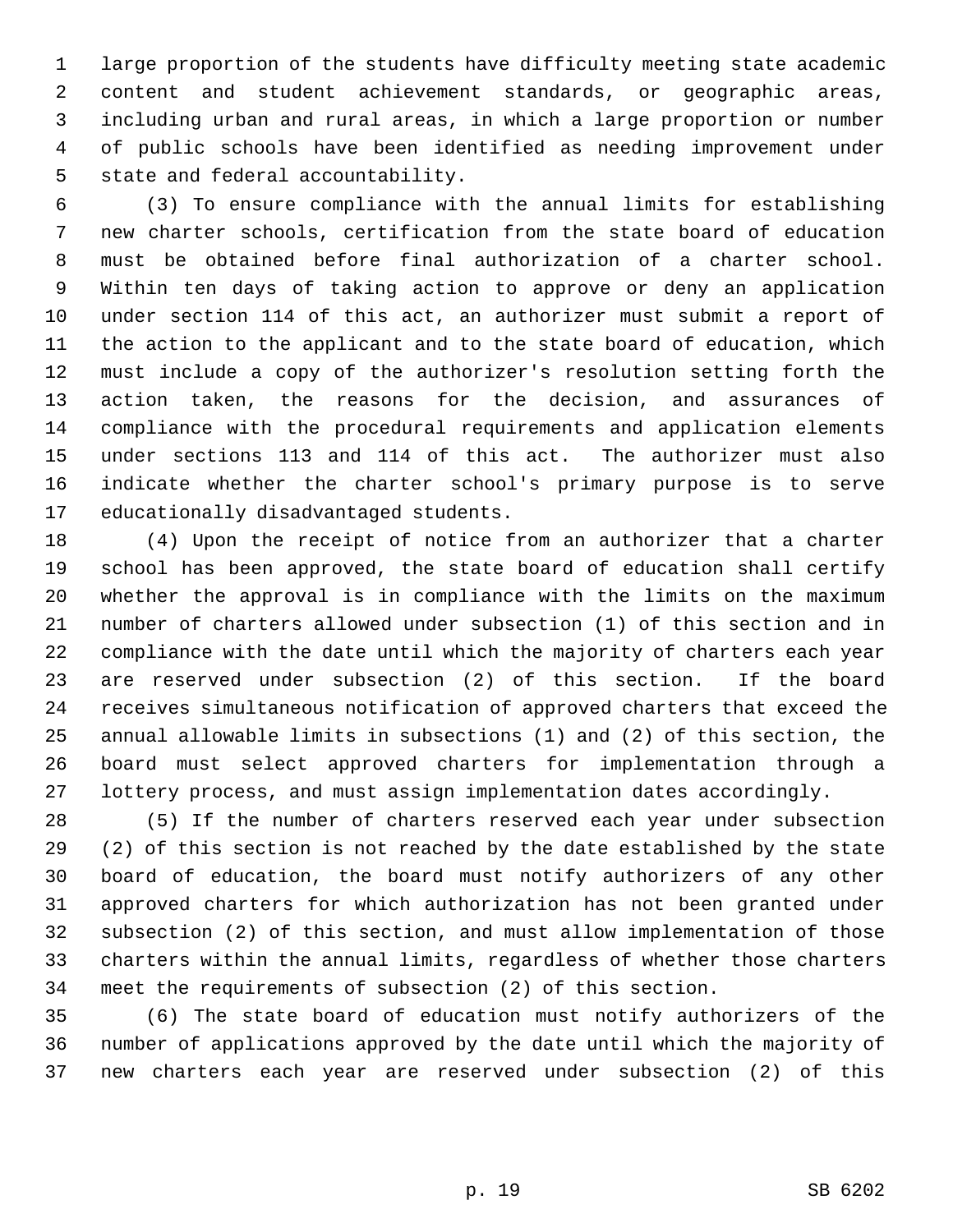large proportion of the students have difficulty meeting state academic content and student achievement standards, or geographic areas, including urban and rural areas, in which a large proportion or number of public schools have been identified as needing improvement under state and federal accountability.

(3) To ensure compliance with the annual limits for establishing new charter schools, certification from the state board of education must be obtained before final authorization of a charter school. Within ten days of taking action to approve or deny an application under section 114 of this act, an authorizer must submit a report of the action to the applicant and to the state board of education, which must include a copy of the authorizer's resolution setting forth the action taken, the reasons for the decision, and assurances of compliance with the procedural requirements and application elements under sections 113 and 114 of this act. The authorizer must also indicate whether the charter school's primary purpose is to serve educationally disadvantaged students.

(4) Upon the receipt of notice from an authorizer that a charter school has been approved, the state board of education shall certify whether the approval is in compliance with the limits on the maximum number of charters allowed under subsection (1) of this section and in compliance with the date until which the majority of charters each year are reserved under subsection (2) of this section. If the board receives simultaneous notification of approved charters that exceed the annual allowable limits in subsections (1) and (2) of this section, the board must select approved charters for implementation through a lottery process, and must assign implementation dates accordingly.

(5) If the number of charters reserved each year under subsection (2) of this section is not reached by the date established by the state board of education, the board must notify authorizers of any other approved charters for which authorization has not been granted under subsection (2) of this section, and must allow implementation of those charters within the annual limits, regardless of whether those charters meet the requirements of subsection (2) of this section.

(6) The state board of education must notify authorizers of the number of applications approved by the date until which the majority of new charters each year are reserved under subsection (2) of this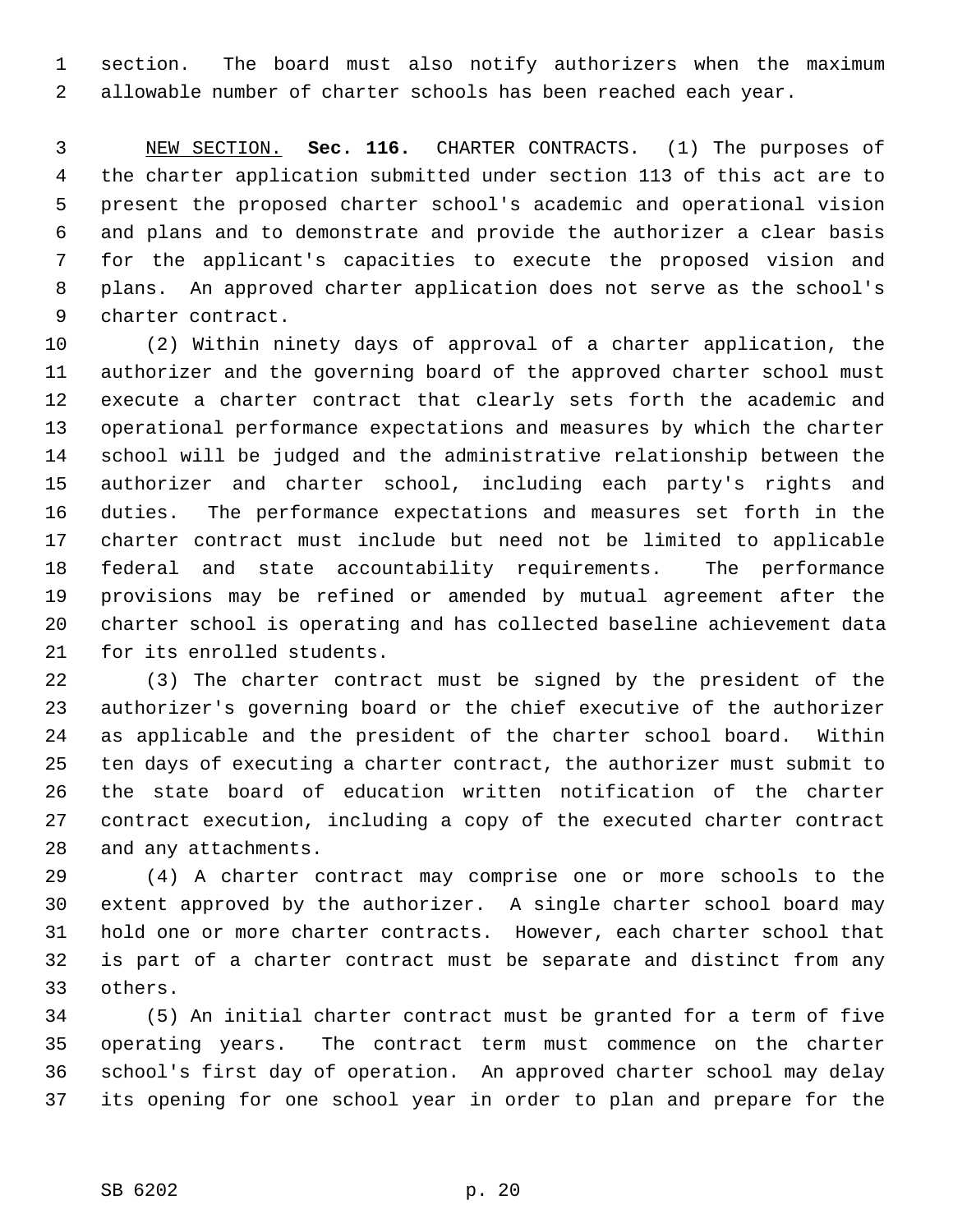section. The board must also notify authorizers when the maximum allowable number of charter schools has been reached each year.

NEW SECTION. **Sec. 116.** CHARTER CONTRACTS. (1) The purposes of the charter application submitted under section 113 of this act are to present the proposed charter school's academic and operational vision and plans and to demonstrate and provide the authorizer a clear basis for the applicant's capacities to execute the proposed vision and plans. An approved charter application does not serve as the school's charter contract.

(2) Within ninety days of approval of a charter application, the authorizer and the governing board of the approved charter school must execute a charter contract that clearly sets forth the academic and operational performance expectations and measures by which the charter school will be judged and the administrative relationship between the authorizer and charter school, including each party's rights and duties. The performance expectations and measures set forth in the charter contract must include but need not be limited to applicable federal and state accountability requirements. The performance provisions may be refined or amended by mutual agreement after the charter school is operating and has collected baseline achievement data for its enrolled students.

(3) The charter contract must be signed by the president of the authorizer's governing board or the chief executive of the authorizer as applicable and the president of the charter school board. Within ten days of executing a charter contract, the authorizer must submit to the state board of education written notification of the charter contract execution, including a copy of the executed charter contract and any attachments.

(4) A charter contract may comprise one or more schools to the extent approved by the authorizer. A single charter school board may hold one or more charter contracts. However, each charter school that is part of a charter contract must be separate and distinct from any others.

(5) An initial charter contract must be granted for a term of five operating years. The contract term must commence on the charter school's first day of operation. An approved charter school may delay its opening for one school year in order to plan and prepare for the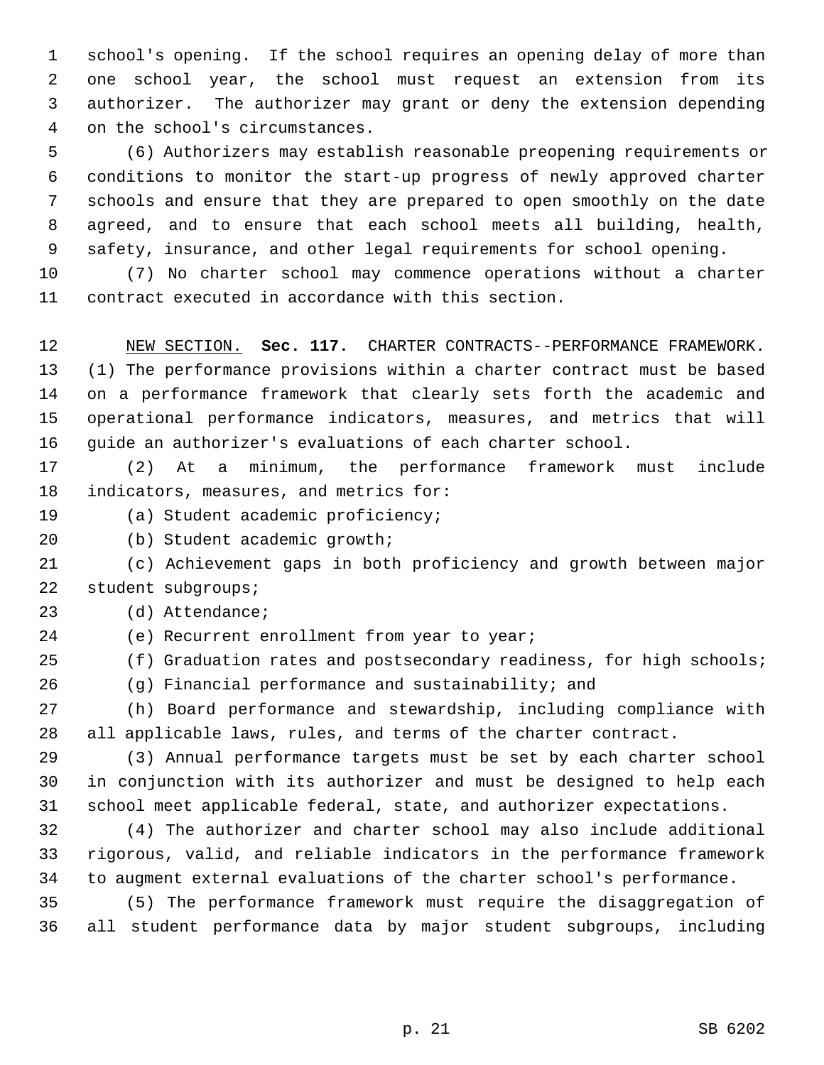school's opening. If the school requires an opening delay of more than one school year, the school must request an extension from its authorizer. The authorizer may grant or deny the extension depending on the school's circumstances.

(6) Authorizers may establish reasonable preopening requirements or conditions to monitor the start-up progress of newly approved charter schools and ensure that they are prepared to open smoothly on the date agreed, and to ensure that each school meets all building, health, safety, insurance, and other legal requirements for school opening.

(7) No charter school may commence operations without a charter contract executed in accordance with this section.

NEW SECTION. **Sec. 117.** CHARTER CONTRACTS--PERFORMANCE FRAMEWORK. (1) The performance provisions within a charter contract must be based on a performance framework that clearly sets forth the academic and operational performance indicators, measures, and metrics that will guide an authorizer's evaluations of each charter school.

(2) At a minimum, the performance framework must include indicators, measures, and metrics for:

(a) Student academic proficiency;

(b) Student academic growth;

(c) Achievement gaps in both proficiency and growth between major student subgroups;

(d) Attendance;

(e) Recurrent enrollment from year to year;

(f) Graduation rates and postsecondary readiness, for high schools;

(g) Financial performance and sustainability; and

(h) Board performance and stewardship, including compliance with all applicable laws, rules, and terms of the charter contract.

(3) Annual performance targets must be set by each charter school in conjunction with its authorizer and must be designed to help each school meet applicable federal, state, and authorizer expectations.

(4) The authorizer and charter school may also include additional rigorous, valid, and reliable indicators in the performance framework to augment external evaluations of the charter school's performance.

(5) The performance framework must require the disaggregation of all student performance data by major student subgroups, including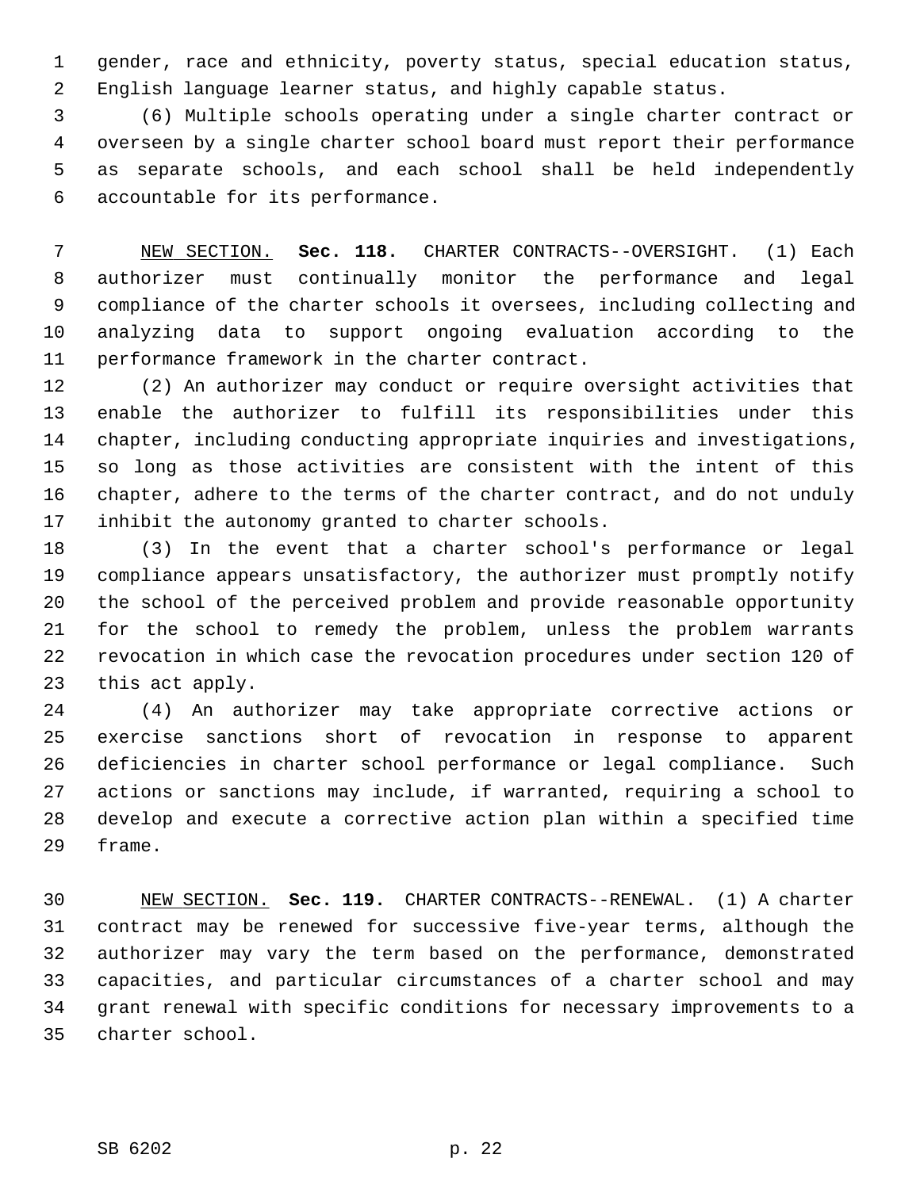gender, race and ethnicity, poverty status, special education status, English language learner status, and highly capable status.

(6) Multiple schools operating under a single charter contract or overseen by a single charter school board must report their performance as separate schools, and each school shall be held independently accountable for its performance.

NEW SECTION. **Sec. 118.** CHARTER CONTRACTS--OVERSIGHT. (1) Each authorizer must continually monitor the performance and legal compliance of the charter schools it oversees, including collecting and analyzing data to support ongoing evaluation according to the performance framework in the charter contract.

(2) An authorizer may conduct or require oversight activities that enable the authorizer to fulfill its responsibilities under this chapter, including conducting appropriate inquiries and investigations, so long as those activities are consistent with the intent of this chapter, adhere to the terms of the charter contract, and do not unduly inhibit the autonomy granted to charter schools.

(3) In the event that a charter school's performance or legal compliance appears unsatisfactory, the authorizer must promptly notify the school of the perceived problem and provide reasonable opportunity for the school to remedy the problem, unless the problem warrants revocation in which case the revocation procedures under section 120 of this act apply.

(4) An authorizer may take appropriate corrective actions or exercise sanctions short of revocation in response to apparent deficiencies in charter school performance or legal compliance. Such actions or sanctions may include, if warranted, requiring a school to develop and execute a corrective action plan within a specified time frame.

NEW SECTION. **Sec. 119.** CHARTER CONTRACTS--RENEWAL. (1) A charter contract may be renewed for successive five-year terms, although the authorizer may vary the term based on the performance, demonstrated capacities, and particular circumstances of a charter school and may grant renewal with specific conditions for necessary improvements to a charter school.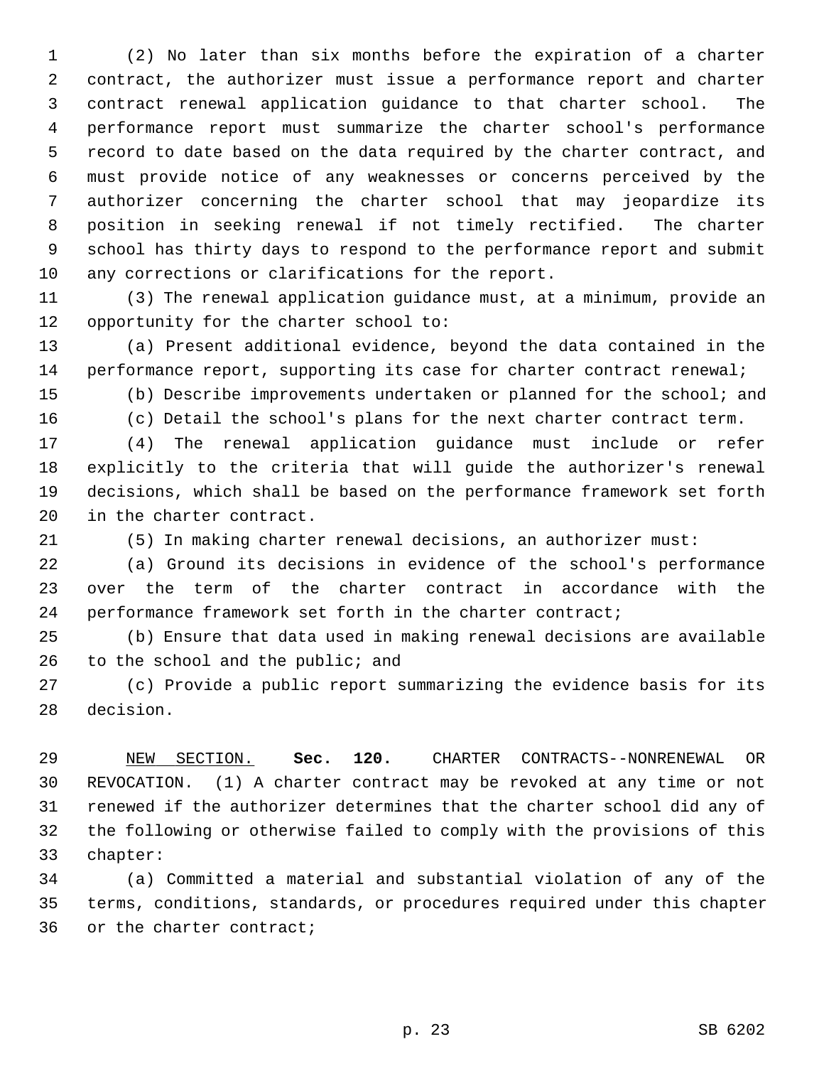(2) No later than six months before the expiration of a charter contract, the authorizer must issue a performance report and charter contract renewal application guidance to that charter school. The performance report must summarize the charter school's performance record to date based on the data required by the charter contract, and must provide notice of any weaknesses or concerns perceived by the authorizer concerning the charter school that may jeopardize its position in seeking renewal if not timely rectified. The charter school has thirty days to respond to the performance report and submit any corrections or clarifications for the report.

(3) The renewal application guidance must, at a minimum, provide an opportunity for the charter school to:

(a) Present additional evidence, beyond the data contained in the performance report, supporting its case for charter contract renewal;

(b) Describe improvements undertaken or planned for the school; and

(c) Detail the school's plans for the next charter contract term.

(4) The renewal application guidance must include or refer explicitly to the criteria that will guide the authorizer's renewal decisions, which shall be based on the performance framework set forth in the charter contract.

(5) In making charter renewal decisions, an authorizer must:

(a) Ground its decisions in evidence of the school's performance over the term of the charter contract in accordance with the performance framework set forth in the charter contract;

(b) Ensure that data used in making renewal decisions are available to the school and the public; and

(c) Provide a public report summarizing the evidence basis for its decision.

NEW SECTION. **Sec. 120.** CHARTER CONTRACTS--NONRENEWAL OR REVOCATION. (1) A charter contract may be revoked at any time or not renewed if the authorizer determines that the charter school did any of the following or otherwise failed to comply with the provisions of this chapter:

(a) Committed a material and substantial violation of any of the terms, conditions, standards, or procedures required under this chapter or the charter contract;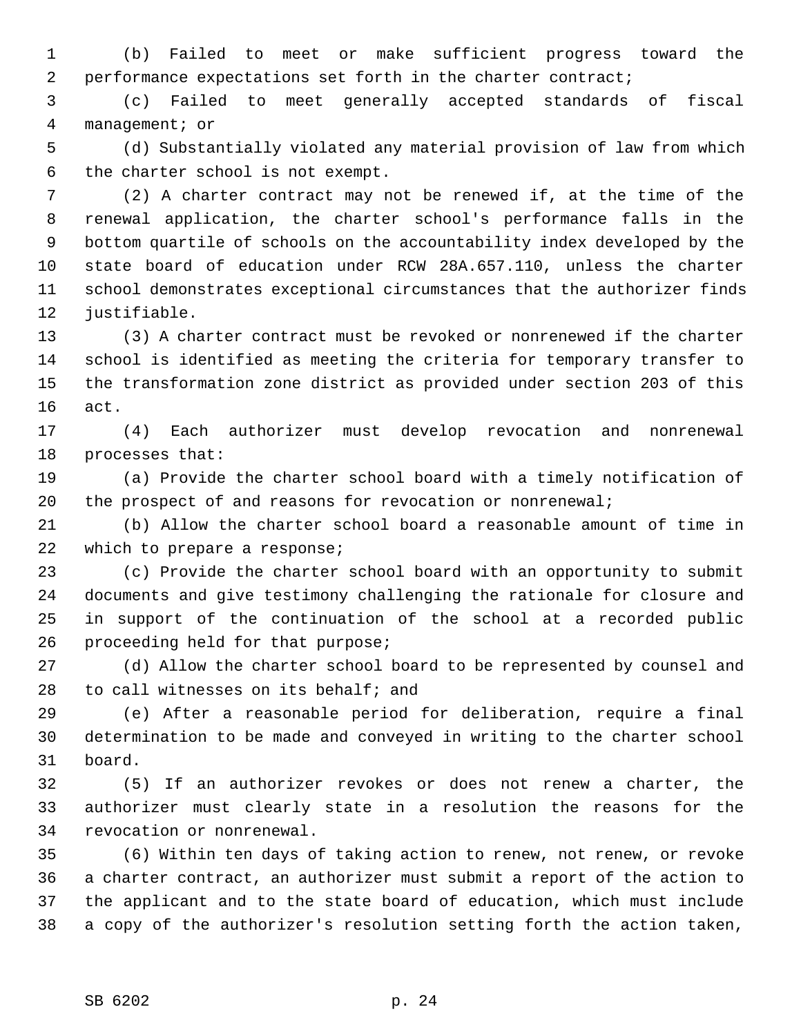(b) Failed to meet or make sufficient progress toward the performance expectations set forth in the charter contract;

(c) Failed to meet generally accepted standards of fiscal management; or

(d) Substantially violated any material provision of law from which the charter school is not exempt.

(2) A charter contract may not be renewed if, at the time of the renewal application, the charter school's performance falls in the bottom quartile of schools on the accountability index developed by the state board of education under RCW 28A.657.110, unless the charter school demonstrates exceptional circumstances that the authorizer finds justifiable.

(3) A charter contract must be revoked or nonrenewed if the charter school is identified as meeting the criteria for temporary transfer to the transformation zone district as provided under section 203 of this act.

(4) Each authorizer must develop revocation and nonrenewal processes that:

(a) Provide the charter school board with a timely notification of the prospect of and reasons for revocation or nonrenewal;

(b) Allow the charter school board a reasonable amount of time in which to prepare a response;

(c) Provide the charter school board with an opportunity to submit documents and give testimony challenging the rationale for closure and in support of the continuation of the school at a recorded public proceeding held for that purpose;

(d) Allow the charter school board to be represented by counsel and to call witnesses on its behalf; and

(e) After a reasonable period for deliberation, require a final determination to be made and conveyed in writing to the charter school board.

(5) If an authorizer revokes or does not renew a charter, the authorizer must clearly state in a resolution the reasons for the revocation or nonrenewal.

(6) Within ten days of taking action to renew, not renew, or revoke a charter contract, an authorizer must submit a report of the action to the applicant and to the state board of education, which must include a copy of the authorizer's resolution setting forth the action taken,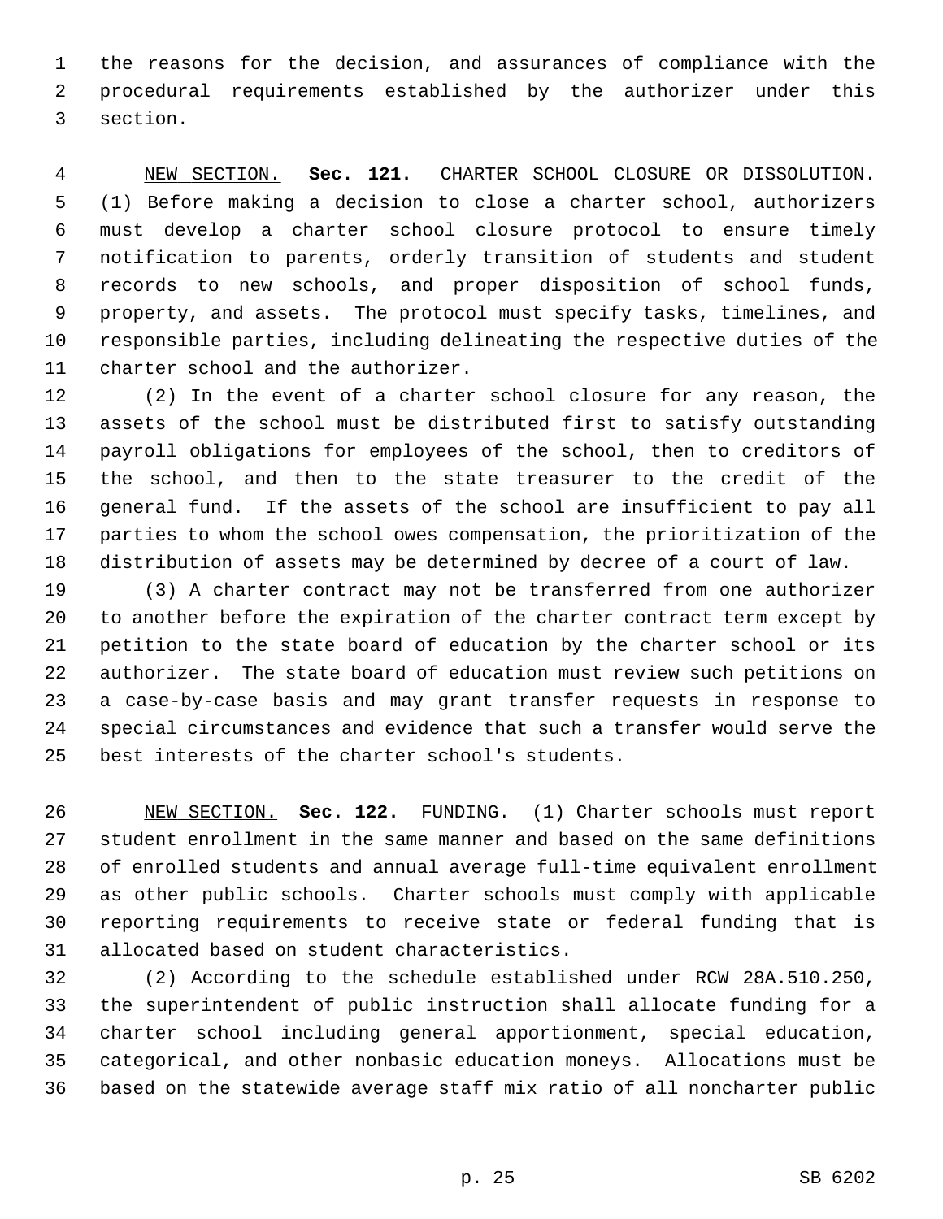the reasons for the decision, and assurances of compliance with the procedural requirements established by the authorizer under this section.

NEW SECTION. **Sec. 121.** CHARTER SCHOOL CLOSURE OR DISSOLUTION. (1) Before making a decision to close a charter school, authorizers must develop a charter school closure protocol to ensure timely notification to parents, orderly transition of students and student records to new schools, and proper disposition of school funds, property, and assets. The protocol must specify tasks, timelines, and responsible parties, including delineating the respective duties of the charter school and the authorizer.

(2) In the event of a charter school closure for any reason, the assets of the school must be distributed first to satisfy outstanding payroll obligations for employees of the school, then to creditors of the school, and then to the state treasurer to the credit of the general fund. If the assets of the school are insufficient to pay all parties to whom the school owes compensation, the prioritization of the distribution of assets may be determined by decree of a court of law.

(3) A charter contract may not be transferred from one authorizer to another before the expiration of the charter contract term except by petition to the state board of education by the charter school or its authorizer. The state board of education must review such petitions on a case-by-case basis and may grant transfer requests in response to special circumstances and evidence that such a transfer would serve the best interests of the charter school's students.

NEW SECTION. **Sec. 122.** FUNDING. (1) Charter schools must report student enrollment in the same manner and based on the same definitions of enrolled students and annual average full-time equivalent enrollment as other public schools. Charter schools must comply with applicable reporting requirements to receive state or federal funding that is allocated based on student characteristics.

(2) According to the schedule established under RCW 28A.510.250, the superintendent of public instruction shall allocate funding for a charter school including general apportionment, special education, categorical, and other nonbasic education moneys. Allocations must be based on the statewide average staff mix ratio of all noncharter public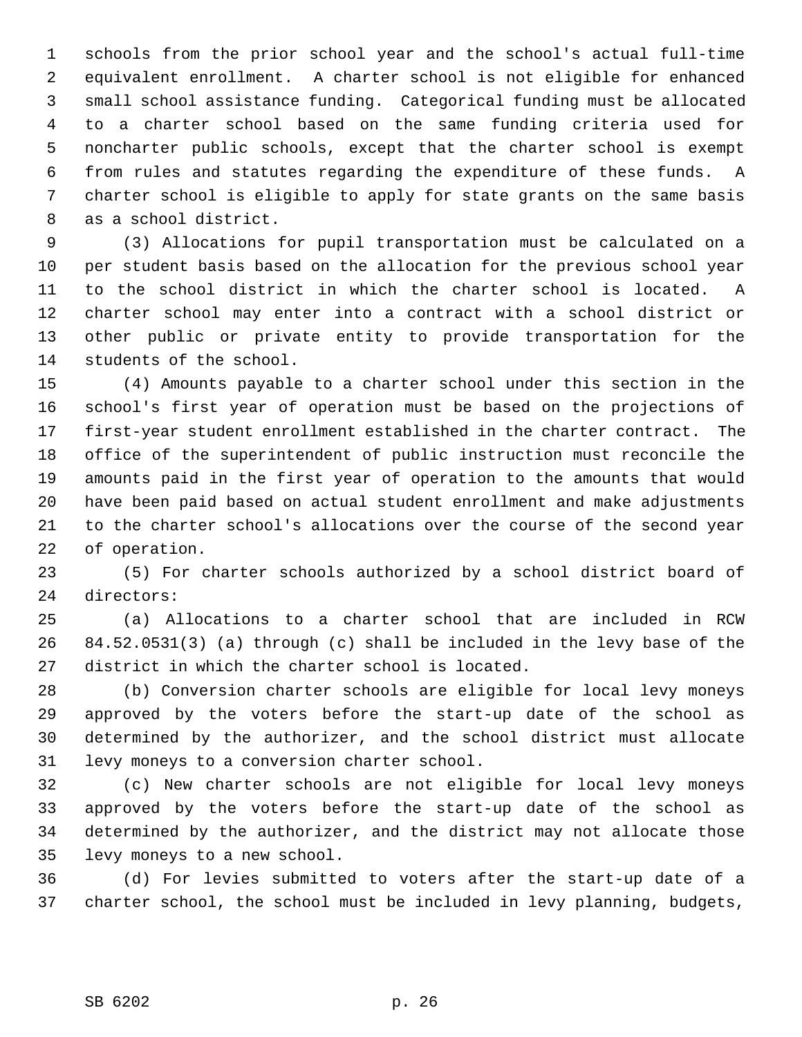schools from the prior school year and the school's actual full-time equivalent enrollment. A charter school is not eligible for enhanced small school assistance funding. Categorical funding must be allocated to a charter school based on the same funding criteria used for noncharter public schools, except that the charter school is exempt from rules and statutes regarding the expenditure of these funds. A charter school is eligible to apply for state grants on the same basis as a school district.

(3) Allocations for pupil transportation must be calculated on a per student basis based on the allocation for the previous school year to the school district in which the charter school is located. A charter school may enter into a contract with a school district or other public or private entity to provide transportation for the students of the school.

(4) Amounts payable to a charter school under this section in the school's first year of operation must be based on the projections of first-year student enrollment established in the charter contract. The office of the superintendent of public instruction must reconcile the amounts paid in the first year of operation to the amounts that would have been paid based on actual student enrollment and make adjustments to the charter school's allocations over the course of the second year of operation.

(5) For charter schools authorized by a school district board of directors:

(a) Allocations to a charter school that are included in RCW 84.52.0531(3) (a) through (c) shall be included in the levy base of the district in which the charter school is located.

(b) Conversion charter schools are eligible for local levy moneys approved by the voters before the start-up date of the school as determined by the authorizer, and the school district must allocate levy moneys to a conversion charter school.

(c) New charter schools are not eligible for local levy moneys approved by the voters before the start-up date of the school as determined by the authorizer, and the district may not allocate those levy moneys to a new school.

(d) For levies submitted to voters after the start-up date of a charter school, the school must be included in levy planning, budgets,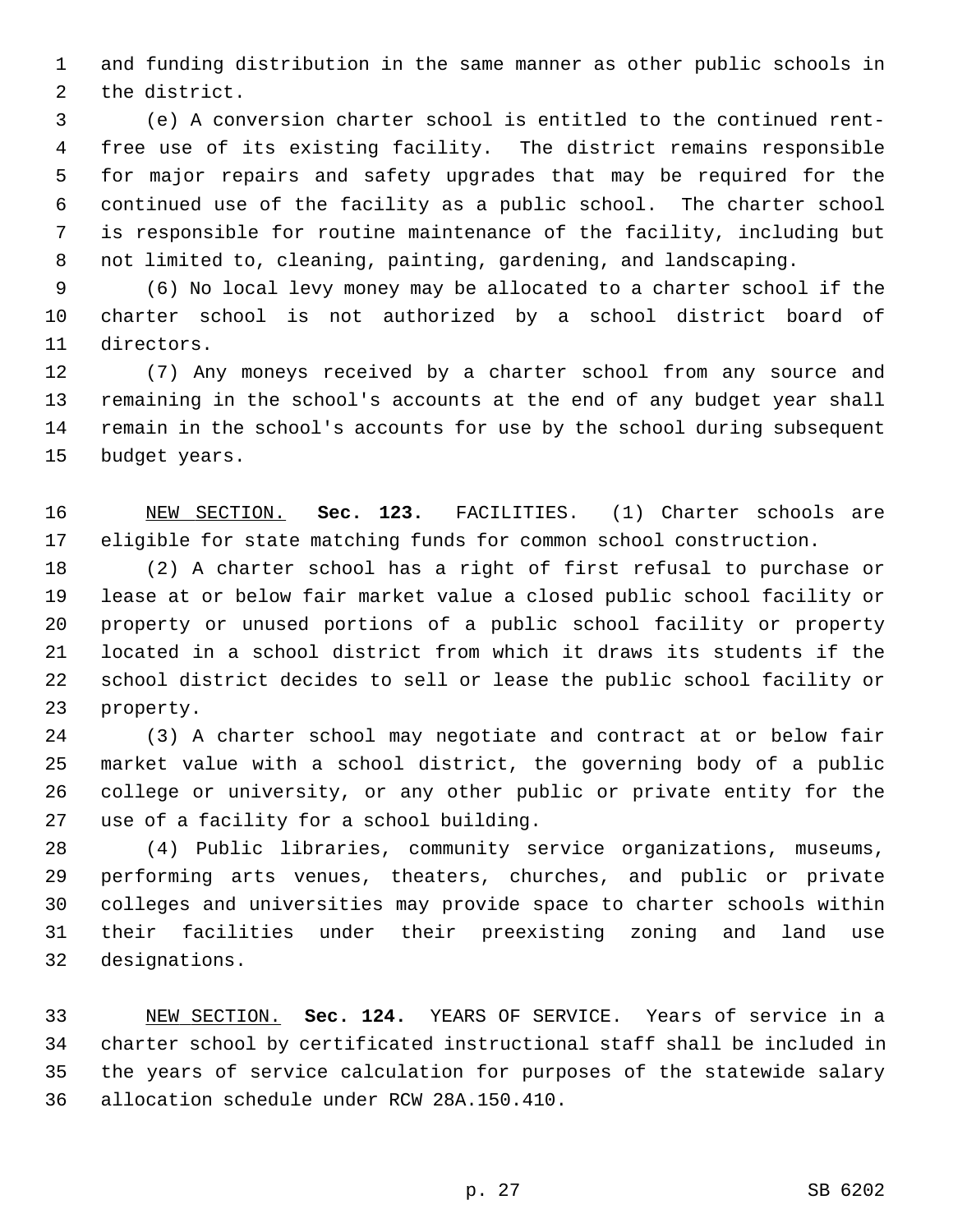and funding distribution in the same manner as other public schools in the district.

(e) A conversion charter school is entitled to the continued rent-free use of its existing facility. The district remains responsible for major repairs and safety upgrades that may be required for the continued use of the facility as a public school. The charter school is responsible for routine maintenance of the facility, including but not limited to, cleaning, painting, gardening, and landscaping.

(6) No local levy money may be allocated to a charter school if the charter school is not authorized by a school district board of directors.

(7) Any moneys received by a charter school from any source and remaining in the school's accounts at the end of any budget year shall remain in the school's accounts for use by the school during subsequent budget years.

NEW SECTION. **Sec. 123.** FACILITIES. (1) Charter schools are eligible for state matching funds for common school construction.

(2) A charter school has a right of first refusal to purchase or lease at or below fair market value a closed public school facility or property or unused portions of a public school facility or property located in a school district from which it draws its students if the school district decides to sell or lease the public school facility or property.

(3) A charter school may negotiate and contract at or below fair market value with a school district, the governing body of a public college or university, or any other public or private entity for the use of a facility for a school building.

(4) Public libraries, community service organizations, museums, performing arts venues, theaters, churches, and public or private colleges and universities may provide space to charter schools within their facilities under their preexisting zoning and land use designations.

NEW SECTION. **Sec. 124.** YEARS OF SERVICE. Years of service in a charter school by certificated instructional staff shall be included in the years of service calculation for purposes of the statewide salary allocation schedule under RCW 28A.150.410.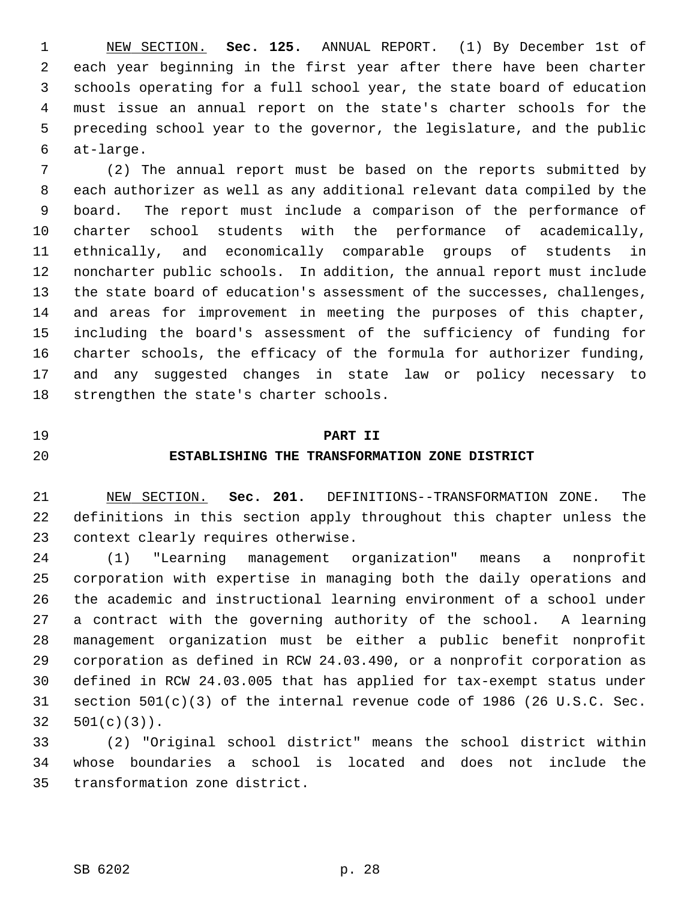NEW SECTION. **Sec. 125.** ANNUAL REPORT. (1) By December 1st of each year beginning in the first year after there have been charter schools operating for a full school year, the state board of education must issue an annual report on the state's charter schools for the preceding school year to the governor, the legislature, and the public at-large.

(2) The annual report must be based on the reports submitted by each authorizer as well as any additional relevant data compiled by the board. The report must include a comparison of the performance of charter school students with the performance of academically, ethnically, and economically comparable groups of students in noncharter public schools. In addition, the annual report must include the state board of education's assessment of the successes, challenges, and areas for improvement in meeting the purposes of this chapter, including the board's assessment of the sufficiency of funding for charter schools, the efficacy of the formula for authorizer funding, and any suggested changes in state law or policy necessary to strengthen the state's charter schools.

## PART II
## ESTABLISHING THE TRANSFORMATION ZONE DISTRICT

NEW SECTION. **Sec. 201.** DEFINITIONS--TRANSFORMATION ZONE. The definitions in this section apply throughout this chapter unless the context clearly requires otherwise.

(1) "Learning management organization" means a nonprofit corporation with expertise in managing both the daily operations and the academic and instructional learning environment of a school under a contract with the governing authority of the school. A learning management organization must be either a public benefit nonprofit corporation as defined in RCW 24.03.490, or a nonprofit corporation as defined in RCW 24.03.005 that has applied for tax-exempt status under section 501(c)(3) of the internal revenue code of 1986 (26 U.S.C. Sec. 501(c)(3)).

(2) "Original school district" means the school district within whose boundaries a school is located and does not include the transformation zone district.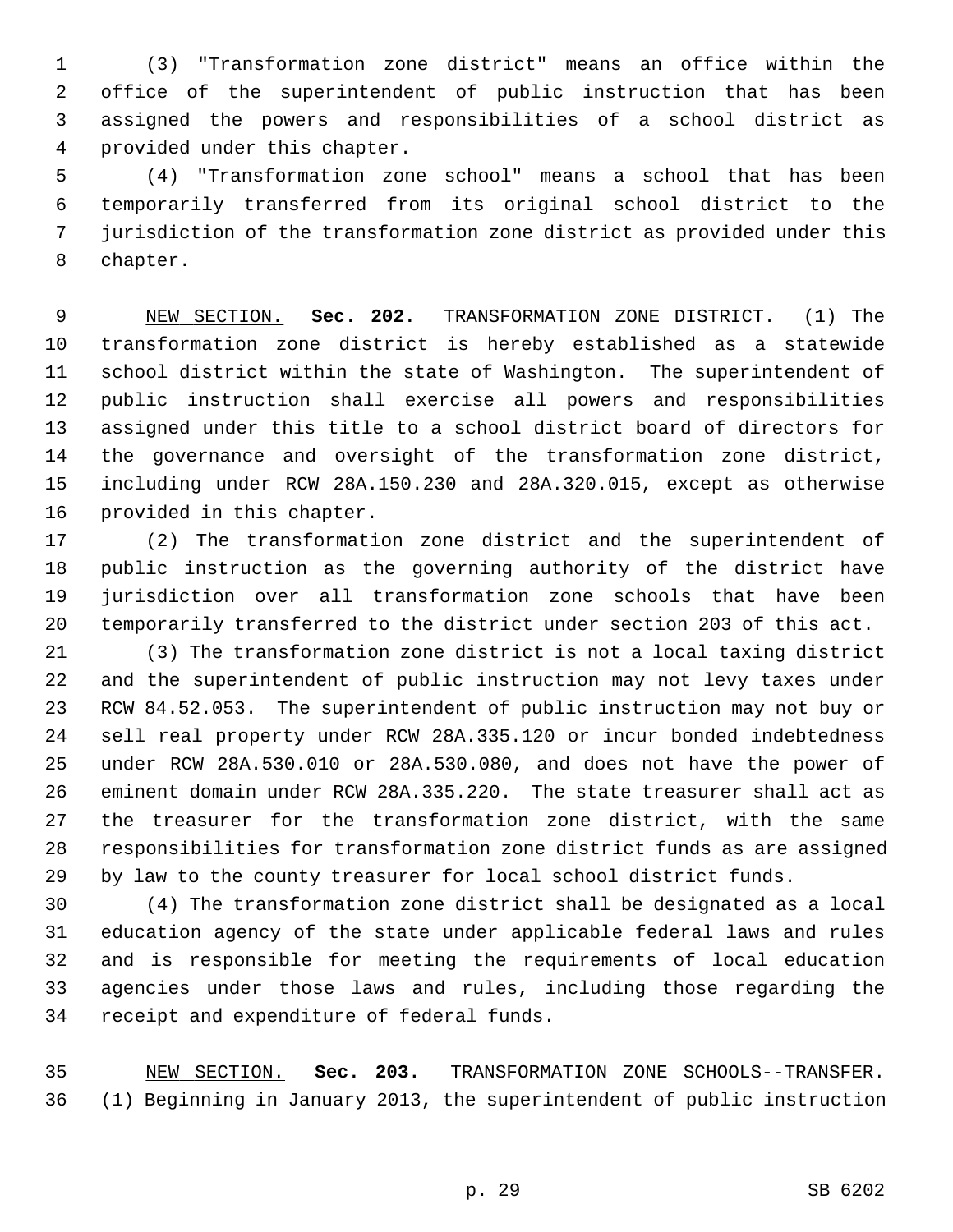(3) "Transformation zone district" means an office within the office of the superintendent of public instruction that has been assigned the powers and responsibilities of a school district as provided under this chapter.

(4) "Transformation zone school" means a school that has been temporarily transferred from its original school district to the jurisdiction of the transformation zone district as provided under this chapter.

NEW SECTION. **Sec. 202.** TRANSFORMATION ZONE DISTRICT. (1) The transformation zone district is hereby established as a statewide school district within the state of Washington. The superintendent of public instruction shall exercise all powers and responsibilities assigned under this title to a school district board of directors for the governance and oversight of the transformation zone district, including under RCW 28A.150.230 and 28A.320.015, except as otherwise provided in this chapter.

(2) The transformation zone district and the superintendent of public instruction as the governing authority of the district have jurisdiction over all transformation zone schools that have been temporarily transferred to the district under section 203 of this act.

(3) The transformation zone district is not a local taxing district and the superintendent of public instruction may not levy taxes under RCW 84.52.053. The superintendent of public instruction may not buy or sell real property under RCW 28A.335.120 or incur bonded indebtedness under RCW 28A.530.010 or 28A.530.080, and does not have the power of eminent domain under RCW 28A.335.220. The state treasurer shall act as the treasurer for the transformation zone district, with the same responsibilities for transformation zone district funds as are assigned by law to the county treasurer for local school district funds.

(4) The transformation zone district shall be designated as a local education agency of the state under applicable federal laws and rules and is responsible for meeting the requirements of local education agencies under those laws and rules, including those regarding the receipt and expenditure of federal funds.

NEW SECTION. **Sec. 203.** TRANSFORMATION ZONE SCHOOLS--TRANSFER. (1) Beginning in January 2013, the superintendent of public instruction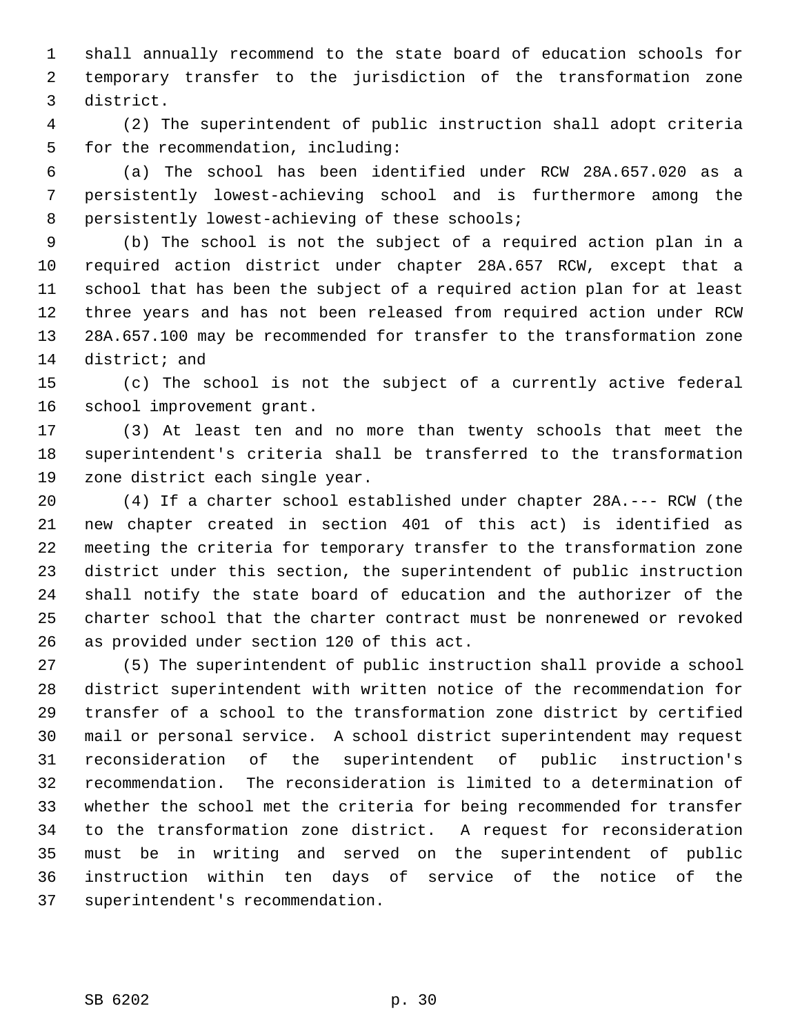shall annually recommend to the state board of education schools for temporary transfer to the jurisdiction of the transformation zone district.

(2) The superintendent of public instruction shall adopt criteria for the recommendation, including:

(a) The school has been identified under RCW 28A.657.020 as a persistently lowest-achieving school and is furthermore among the persistently lowest-achieving of these schools;

(b) The school is not the subject of a required action plan in a required action district under chapter 28A.657 RCW, except that a school that has been the subject of a required action plan for at least three years and has not been released from required action under RCW 28A.657.100 may be recommended for transfer to the transformation zone district; and

(c) The school is not the subject of a currently active federal school improvement grant.

(3) At least ten and no more than twenty schools that meet the superintendent's criteria shall be transferred to the transformation zone district each single year.

(4) If a charter school established under chapter 28A.--- RCW (the new chapter created in section 401 of this act) is identified as meeting the criteria for temporary transfer to the transformation zone district under this section, the superintendent of public instruction shall notify the state board of education and the authorizer of the charter school that the charter contract must be nonrenewed or revoked as provided under section 120 of this act.

(5) The superintendent of public instruction shall provide a school district superintendent with written notice of the recommendation for transfer of a school to the transformation zone district by certified mail or personal service. A school district superintendent may request reconsideration of the superintendent of public instruction's recommendation. The reconsideration is limited to a determination of whether the school met the criteria for being recommended for transfer to the transformation zone district. A request for reconsideration must be in writing and served on the superintendent of public instruction within ten days of service of the notice of the superintendent's recommendation.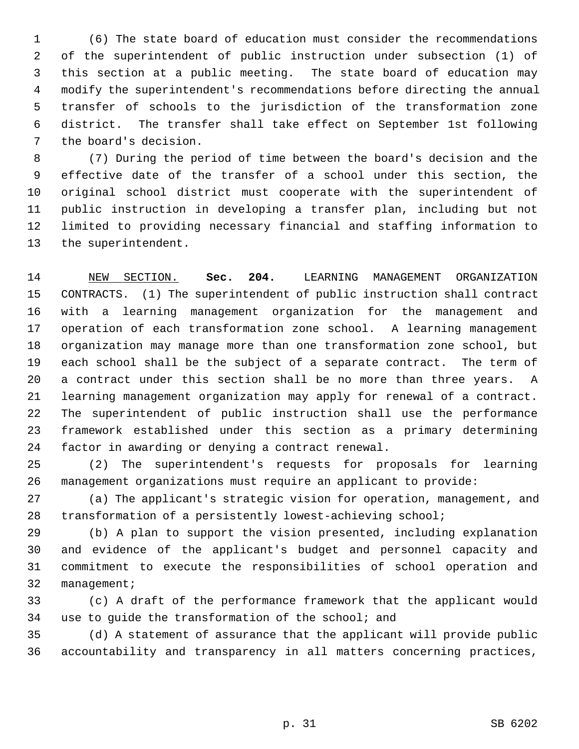(6) The state board of education must consider the recommendations of the superintendent of public instruction under subsection (1) of this section at a public meeting. The state board of education may modify the superintendent's recommendations before directing the annual transfer of schools to the jurisdiction of the transformation zone district. The transfer shall take effect on September 1st following the board's decision.

(7) During the period of time between the board's decision and the effective date of the transfer of a school under this section, the original school district must cooperate with the superintendent of public instruction in developing a transfer plan, including but not limited to providing necessary financial and staffing information to the superintendent.

NEW SECTION. **Sec. 204.** LEARNING MANAGEMENT ORGANIZATION CONTRACTS. (1) The superintendent of public instruction shall contract with a learning management organization for the management and operation of each transformation zone school. A learning management organization may manage more than one transformation zone school, but each school shall be the subject of a separate contract. The term of a contract under this section shall be no more than three years. A learning management organization may apply for renewal of a contract. The superintendent of public instruction shall use the performance framework established under this section as a primary determining factor in awarding or denying a contract renewal.

(2) The superintendent's requests for proposals for learning management organizations must require an applicant to provide:

(a) The applicant's strategic vision for operation, management, and transformation of a persistently lowest-achieving school;

(b) A plan to support the vision presented, including explanation and evidence of the applicant's budget and personnel capacity and commitment to execute the responsibilities of school operation and management;

(c) A draft of the performance framework that the applicant would use to guide the transformation of the school; and

(d) A statement of assurance that the applicant will provide public accountability and transparency in all matters concerning practices,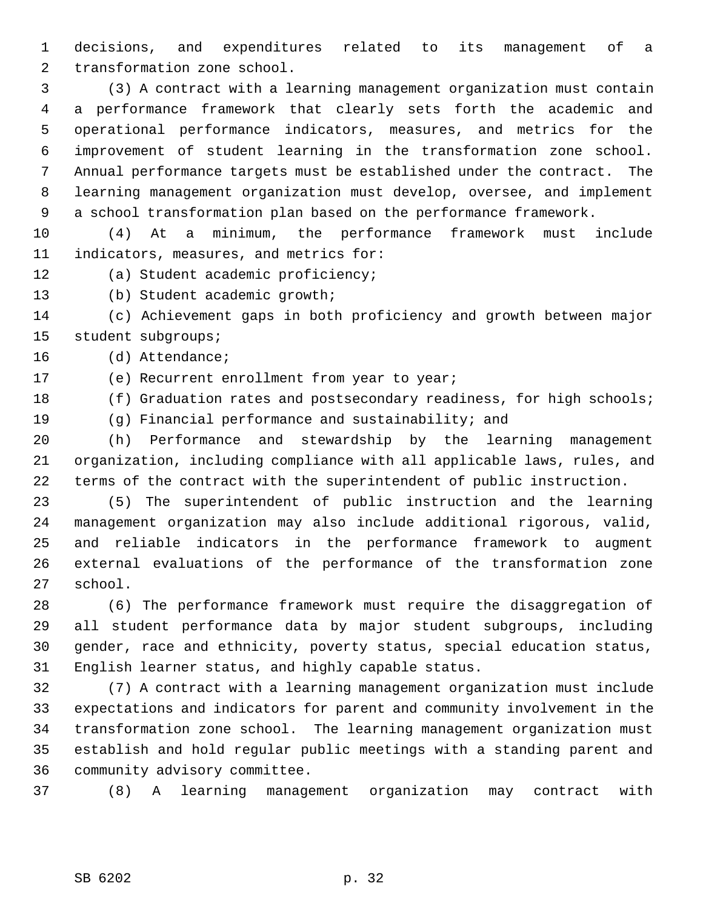decisions, and expenditures related to its management of a transformation zone school.

(3) A contract with a learning management organization must contain a performance framework that clearly sets forth the academic and operational performance indicators, measures, and metrics for the improvement of student learning in the transformation zone school. Annual performance targets must be established under the contract. The learning management organization must develop, oversee, and implement a school transformation plan based on the performance framework.

(4) At a minimum, the performance framework must include indicators, measures, and metrics for:

(a) Student academic proficiency;

(b) Student academic growth;

(c) Achievement gaps in both proficiency and growth between major student subgroups;

(d) Attendance;

(e) Recurrent enrollment from year to year;

(f) Graduation rates and postsecondary readiness, for high schools;

(g) Financial performance and sustainability; and

(h) Performance and stewardship by the learning management organization, including compliance with all applicable laws, rules, and terms of the contract with the superintendent of public instruction.

(5) The superintendent of public instruction and the learning management organization may also include additional rigorous, valid, and reliable indicators in the performance framework to augment external evaluations of the performance of the transformation zone school.

(6) The performance framework must require the disaggregation of all student performance data by major student subgroups, including gender, race and ethnicity, poverty status, special education status, English learner status, and highly capable status.

(7) A contract with a learning management organization must include expectations and indicators for parent and community involvement in the transformation zone school. The learning management organization must establish and hold regular public meetings with a standing parent and community advisory committee.

(8) A learning management organization may contract with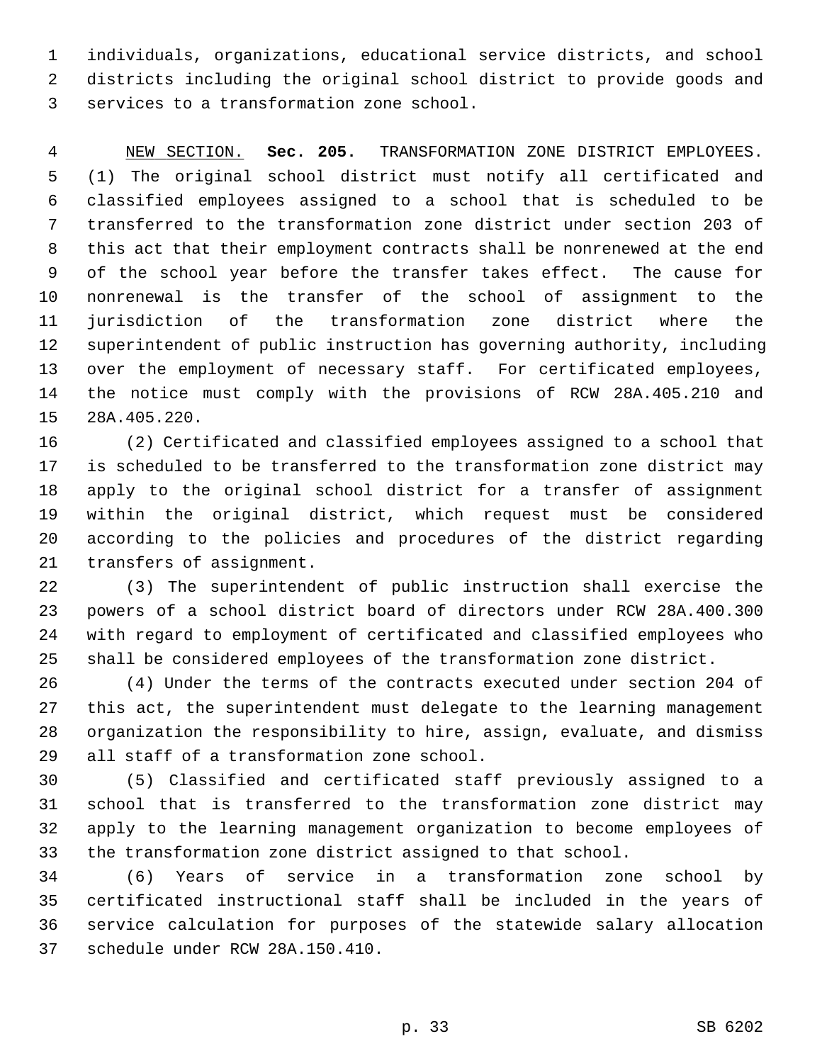individuals, organizations, educational service districts, and school districts including the original school district to provide goods and services to a transformation zone school.

NEW SECTION. **Sec. 205.** TRANSFORMATION ZONE DISTRICT EMPLOYEES. (1) The original school district must notify all certificated and classified employees assigned to a school that is scheduled to be transferred to the transformation zone district under section 203 of this act that their employment contracts shall be nonrenewed at the end of the school year before the transfer takes effect. The cause for nonrenewal is the transfer of the school of assignment to the jurisdiction of the transformation zone district where the superintendent of public instruction has governing authority, including over the employment of necessary staff. For certificated employees, the notice must comply with the provisions of RCW 28A.405.210 and 28A.405.220.

(2) Certificated and classified employees assigned to a school that is scheduled to be transferred to the transformation zone district may apply to the original school district for a transfer of assignment within the original district, which request must be considered according to the policies and procedures of the district regarding transfers of assignment.

(3) The superintendent of public instruction shall exercise the powers of a school district board of directors under RCW 28A.400.300 with regard to employment of certificated and classified employees who shall be considered employees of the transformation zone district.

(4) Under the terms of the contracts executed under section 204 of this act, the superintendent must delegate to the learning management organization the responsibility to hire, assign, evaluate, and dismiss all staff of a transformation zone school.

(5) Classified and certificated staff previously assigned to a school that is transferred to the transformation zone district may apply to the learning management organization to become employees of the transformation zone district assigned to that school.

(6) Years of service in a transformation zone school by certificated instructional staff shall be included in the years of service calculation for purposes of the statewide salary allocation schedule under RCW 28A.150.410.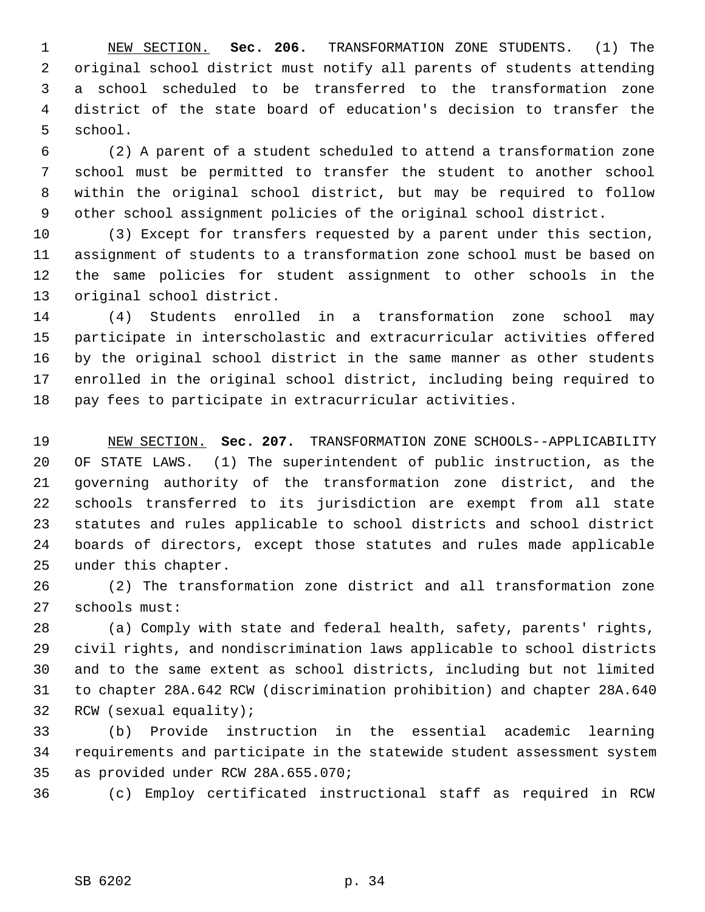NEW SECTION. **Sec. 206.** TRANSFORMATION ZONE STUDENTS. (1) The original school district must notify all parents of students attending a school scheduled to be transferred to the transformation zone district of the state board of education's decision to transfer the school.

(2) A parent of a student scheduled to attend a transformation zone school must be permitted to transfer the student to another school within the original school district, but may be required to follow other school assignment policies of the original school district.

(3) Except for transfers requested by a parent under this section, assignment of students to a transformation zone school must be based on the same policies for student assignment to other schools in the original school district.

(4) Students enrolled in a transformation zone school may participate in interscholastic and extracurricular activities offered by the original school district in the same manner as other students enrolled in the original school district, including being required to pay fees to participate in extracurricular activities.

NEW SECTION. **Sec. 207.** TRANSFORMATION ZONE SCHOOLS--APPLICABILITY OF STATE LAWS. (1) The superintendent of public instruction, as the governing authority of the transformation zone district, and the schools transferred to its jurisdiction are exempt from all state statutes and rules applicable to school districts and school district boards of directors, except those statutes and rules made applicable under this chapter.

(2) The transformation zone district and all transformation zone schools must:

(a) Comply with state and federal health, safety, parents' rights, civil rights, and nondiscrimination laws applicable to school districts and to the same extent as school districts, including but not limited to chapter 28A.642 RCW (discrimination prohibition) and chapter 28A.640 RCW (sexual equality);

(b) Provide instruction in the essential academic learning requirements and participate in the statewide student assessment system as provided under RCW 28A.655.070;

(c) Employ certificated instructional staff as required in RCW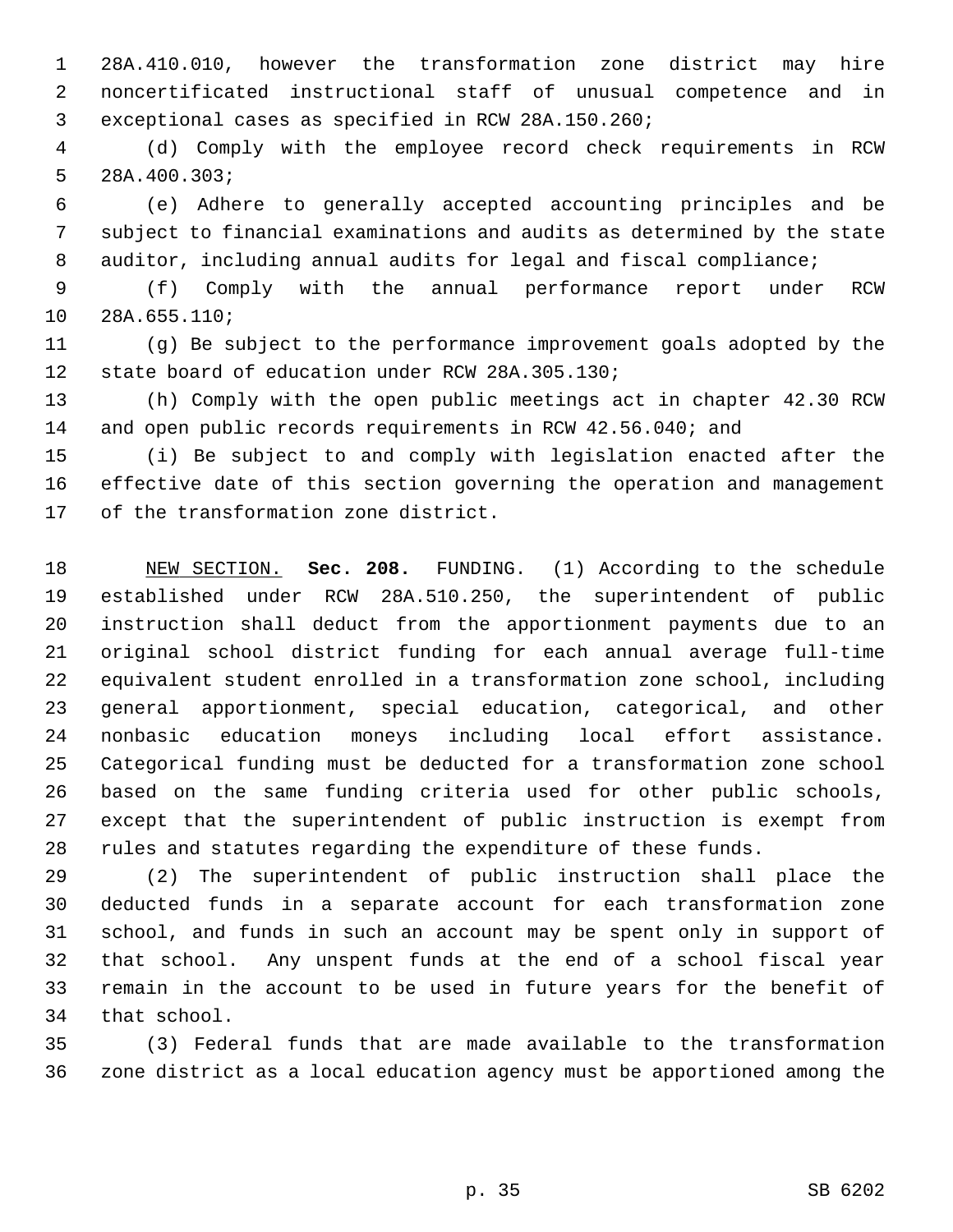28A.410.010, however the transformation zone district may hire noncertificated instructional staff of unusual competence and in exceptional cases as specified in RCW 28A.150.260;

(d) Comply with the employee record check requirements in RCW 28A.400.303;

(e) Adhere to generally accepted accounting principles and be subject to financial examinations and audits as determined by the state auditor, including annual audits for legal and fiscal compliance;

(f) Comply with the annual performance report under RCW 28A.655.110;

(g) Be subject to the performance improvement goals adopted by the state board of education under RCW 28A.305.130;

(h) Comply with the open public meetings act in chapter 42.30 RCW and open public records requirements in RCW 42.56.040; and

(i) Be subject to and comply with legislation enacted after the effective date of this section governing the operation and management of the transformation zone district.

NEW SECTION. **Sec. 208.** FUNDING. (1) According to the schedule established under RCW 28A.510.250, the superintendent of public instruction shall deduct from the apportionment payments due to an original school district funding for each annual average full-time equivalent student enrolled in a transformation zone school, including general apportionment, special education, categorical, and other nonbasic education moneys including local effort assistance. Categorical funding must be deducted for a transformation zone school based on the same funding criteria used for other public schools, except that the superintendent of public instruction is exempt from rules and statutes regarding the expenditure of these funds.

(2) The superintendent of public instruction shall place the deducted funds in a separate account for each transformation zone school, and funds in such an account may be spent only in support of that school. Any unspent funds at the end of a school fiscal year remain in the account to be used in future years for the benefit of that school.

(3) Federal funds that are made available to the transformation zone district as a local education agency must be apportioned among the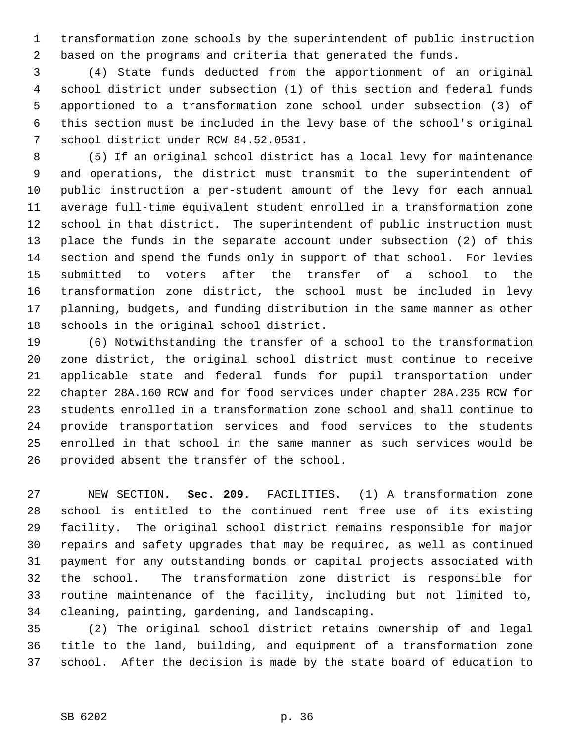transformation zone schools by the superintendent of public instruction based on the programs and criteria that generated the funds.

(4) State funds deducted from the apportionment of an original school district under subsection (1) of this section and federal funds apportioned to a transformation zone school under subsection (3) of this section must be included in the levy base of the school's original school district under RCW 84.52.0531.

(5) If an original school district has a local levy for maintenance and operations, the district must transmit to the superintendent of public instruction a per-student amount of the levy for each annual average full-time equivalent student enrolled in a transformation zone school in that district. The superintendent of public instruction must place the funds in the separate account under subsection (2) of this section and spend the funds only in support of that school. For levies submitted to voters after the transfer of a school to the transformation zone district, the school must be included in levy planning, budgets, and funding distribution in the same manner as other schools in the original school district.

(6) Notwithstanding the transfer of a school to the transformation zone district, the original school district must continue to receive applicable state and federal funds for pupil transportation under chapter 28A.160 RCW and for food services under chapter 28A.235 RCW for students enrolled in a transformation zone school and shall continue to provide transportation services and food services to the students enrolled in that school in the same manner as such services would be provided absent the transfer of the school.

NEW SECTION. **Sec. 209.** FACILITIES. (1) A transformation zone school is entitled to the continued rent free use of its existing facility. The original school district remains responsible for major repairs and safety upgrades that may be required, as well as continued payment for any outstanding bonds or capital projects associated with the school. The transformation zone district is responsible for routine maintenance of the facility, including but not limited to, cleaning, painting, gardening, and landscaping.

(2) The original school district retains ownership of and legal title to the land, building, and equipment of a transformation zone school. After the decision is made by the state board of education to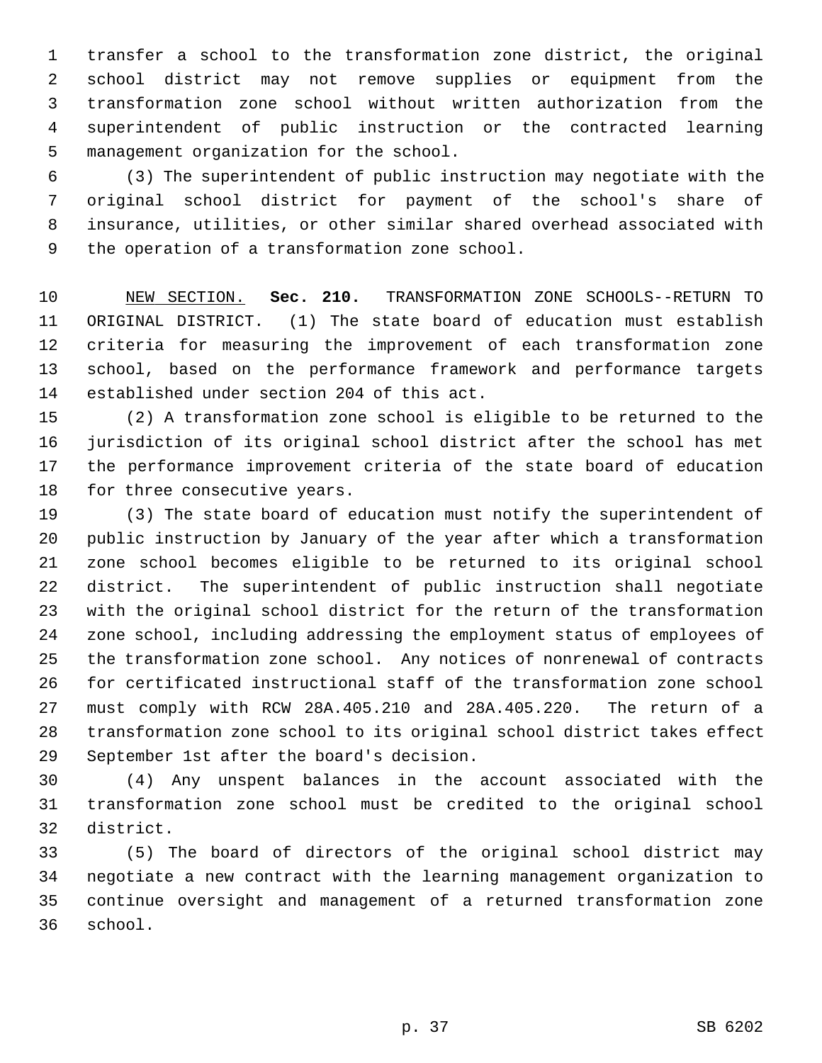transfer a school to the transformation zone district, the original school district may not remove supplies or equipment from the transformation zone school without written authorization from the superintendent of public instruction or the contracted learning management organization for the school.

(3) The superintendent of public instruction may negotiate with the original school district for payment of the school's share of insurance, utilities, or other similar shared overhead associated with the operation of a transformation zone school.

NEW SECTION. **Sec. 210.** TRANSFORMATION ZONE SCHOOLS--RETURN TO ORIGINAL DISTRICT. (1) The state board of education must establish criteria for measuring the improvement of each transformation zone school, based on the performance framework and performance targets established under section 204 of this act.

(2) A transformation zone school is eligible to be returned to the jurisdiction of its original school district after the school has met the performance improvement criteria of the state board of education for three consecutive years.

(3) The state board of education must notify the superintendent of public instruction by January of the year after which a transformation zone school becomes eligible to be returned to its original school district. The superintendent of public instruction shall negotiate with the original school district for the return of the transformation zone school, including addressing the employment status of employees of the transformation zone school. Any notices of nonrenewal of contracts for certificated instructional staff of the transformation zone school must comply with RCW 28A.405.210 and 28A.405.220. The return of a transformation zone school to its original school district takes effect September 1st after the board's decision.

(4) Any unspent balances in the account associated with the transformation zone school must be credited to the original school district.

(5) The board of directors of the original school district may negotiate a new contract with the learning management organization to continue oversight and management of a returned transformation zone school.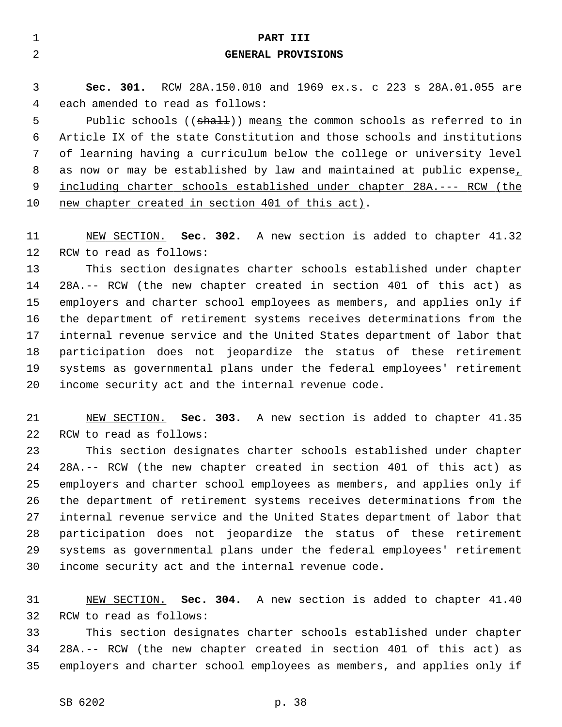**PART III**

**GENERAL PROVISIONS**

**Sec. 301.** RCW 28A.150.010 and 1969 ex.s. c 223 s 28A.01.055 are each amended to read as follows:

Public schools ((~~shall~~)) mean<u>s</u> the common schools as referred to in Article IX of the state Constitution and those schools and institutions of learning having a curriculum below the college or university level as now or may be established by law and maintained at public expense<u>, including charter schools established under chapter 28A.--- RCW (the new chapter created in section 401 of this act)</u>.

<u>NEW SECTION.</u> **Sec. 302.** A new section is added to chapter 41.32 RCW to read as follows:

This section designates charter schools established under chapter 28A.-- RCW (the new chapter created in section 401 of this act) as employers and charter school employees as members, and applies only if the department of retirement systems receives determinations from the internal revenue service and the United States department of labor that participation does not jeopardize the status of these retirement systems as governmental plans under the federal employees' retirement income security act and the internal revenue code.

<u>NEW SECTION.</u> **Sec. 303.** A new section is added to chapter 41.35 RCW to read as follows:

This section designates charter schools established under chapter 28A.-- RCW (the new chapter created in section 401 of this act) as employers and charter school employees as members, and applies only if the department of retirement systems receives determinations from the internal revenue service and the United States department of labor that participation does not jeopardize the status of these retirement systems as governmental plans under the federal employees' retirement income security act and the internal revenue code.

<u>NEW SECTION.</u> **Sec. 304.** A new section is added to chapter 41.40 RCW to read as follows:

This section designates charter schools established under chapter 28A.-- RCW (the new chapter created in section 401 of this act) as employers and charter school employees as members, and applies only if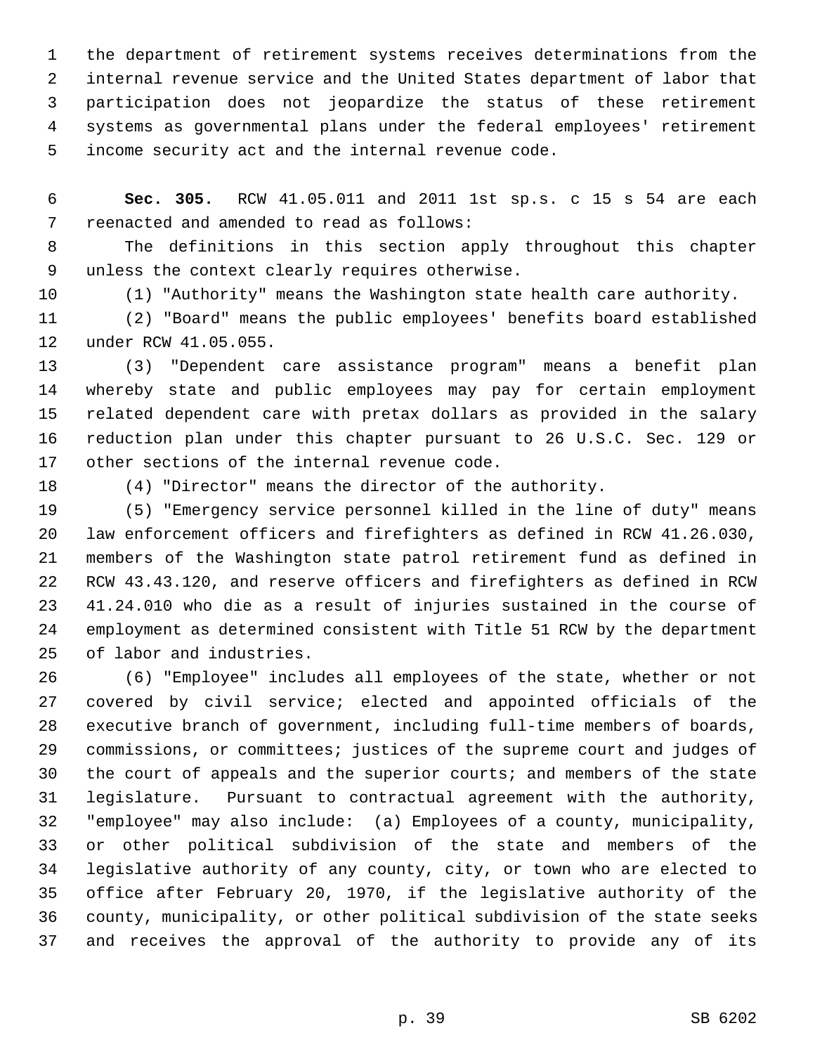the department of retirement systems receives determinations from the internal revenue service and the United States department of labor that participation does not jeopardize the status of these retirement systems as governmental plans under the federal employees' retirement income security act and the internal revenue code.

**Sec. 305.** RCW 41.05.011 and 2011 1st sp.s. c 15 s 54 are each reenacted and amended to read as follows:

The definitions in this section apply throughout this chapter unless the context clearly requires otherwise.

(1) "Authority" means the Washington state health care authority.

(2) "Board" means the public employees' benefits board established under RCW 41.05.055.

(3) "Dependent care assistance program" means a benefit plan whereby state and public employees may pay for certain employment related dependent care with pretax dollars as provided in the salary reduction plan under this chapter pursuant to 26 U.S.C. Sec. 129 or other sections of the internal revenue code.

(4) "Director" means the director of the authority.

(5) "Emergency service personnel killed in the line of duty" means law enforcement officers and firefighters as defined in RCW 41.26.030, members of the Washington state patrol retirement fund as defined in RCW 43.43.120, and reserve officers and firefighters as defined in RCW 41.24.010 who die as a result of injuries sustained in the course of employment as determined consistent with Title 51 RCW by the department of labor and industries.

(6) "Employee" includes all employees of the state, whether or not covered by civil service; elected and appointed officials of the executive branch of government, including full-time members of boards, commissions, or committees; justices of the supreme court and judges of the court of appeals and the superior courts; and members of the state legislature. Pursuant to contractual agreement with the authority, "employee" may also include: (a) Employees of a county, municipality, or other political subdivision of the state and members of the legislative authority of any county, city, or town who are elected to office after February 20, 1970, if the legislative authority of the county, municipality, or other political subdivision of the state seeks and receives the approval of the authority to provide any of its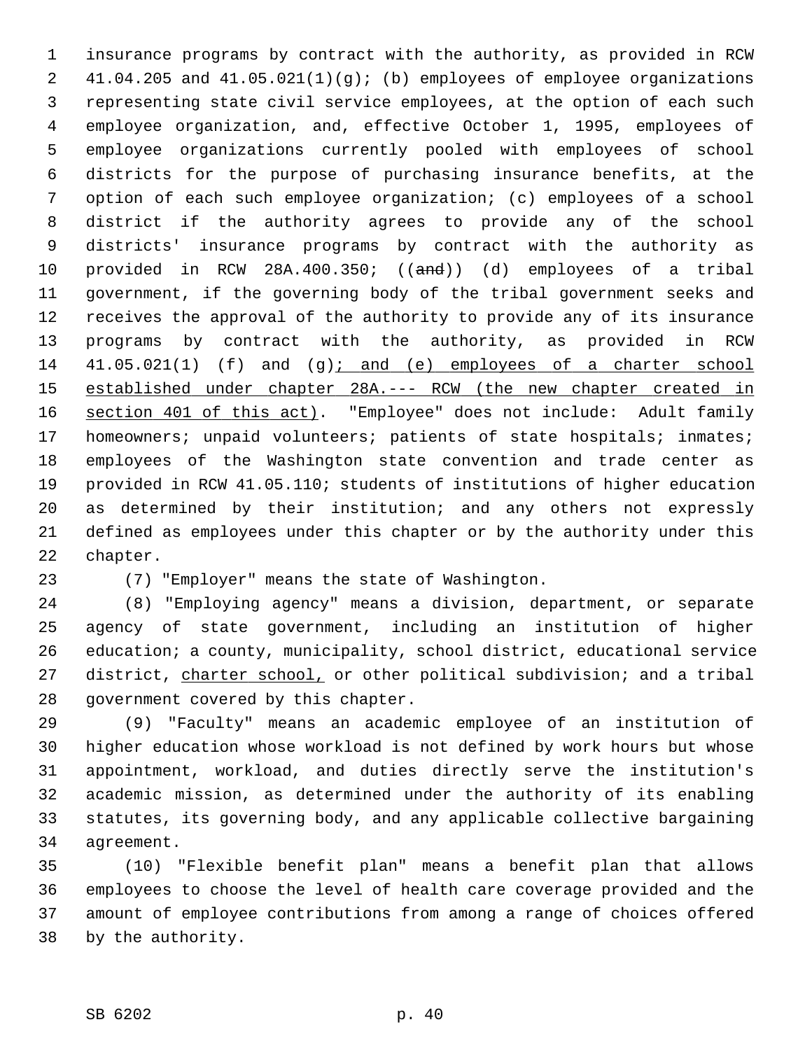insurance programs by contract with the authority, as provided in RCW 41.04.205 and 41.05.021(1)(g); (b) employees of employee organizations representing state civil service employees, at the option of each such employee organization, and, effective October 1, 1995, employees of employee organizations currently pooled with employees of school districts for the purpose of purchasing insurance benefits, at the option of each such employee organization; (c) employees of a school district if the authority agrees to provide any of the school districts' insurance programs by contract with the authority as provided in RCW 28A.400.350; ((~~and~~)) (d) employees of a tribal government, if the governing body of the tribal government seeks and receives the approval of the authority to provide any of its insurance programs by contract with the authority, as provided in RCW 41.05.021(1) (f) and (g)<u>; and (e) employees of a charter school established under chapter 28A.--- RCW (the new chapter created in section 401 of this act)</u>. "Employee" does not include: Adult family homeowners; unpaid volunteers; patients of state hospitals; inmates; employees of the Washington state convention and trade center as provided in RCW 41.05.110; students of institutions of higher education as determined by their institution; and any others not expressly defined as employees under this chapter or by the authority under this chapter.

(7) "Employer" means the state of Washington.

(8) "Employing agency" means a division, department, or separate agency of state government, including an institution of higher education; a county, municipality, school district, educational service district, <u>charter school,</u> or other political subdivision; and a tribal government covered by this chapter.

(9) "Faculty" means an academic employee of an institution of higher education whose workload is not defined by work hours but whose appointment, workload, and duties directly serve the institution's academic mission, as determined under the authority of its enabling statutes, its governing body, and any applicable collective bargaining agreement.

(10) "Flexible benefit plan" means a benefit plan that allows employees to choose the level of health care coverage provided and the amount of employee contributions from among a range of choices offered by the authority.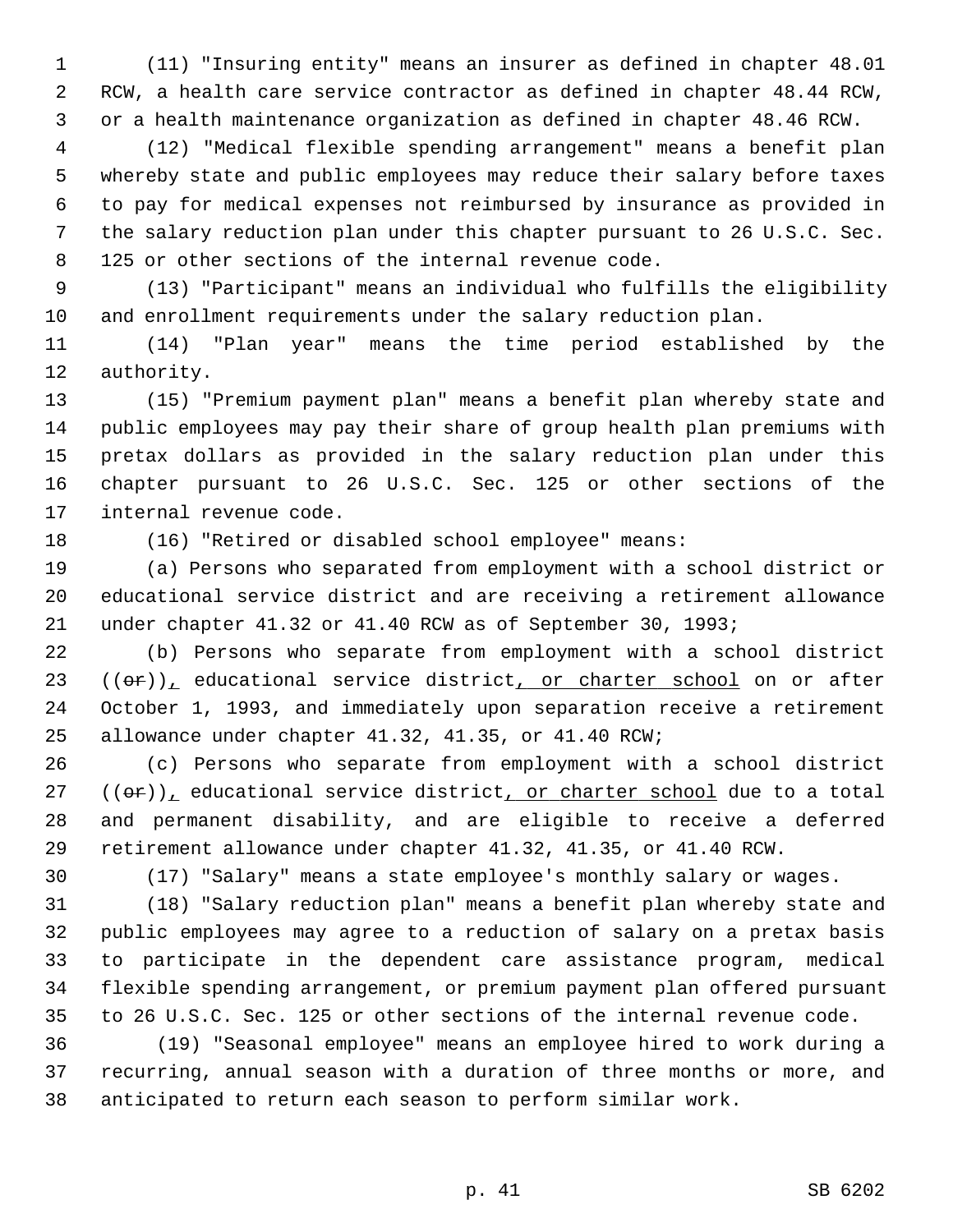(11) "Insuring entity" means an insurer as defined in chapter 48.01 RCW, a health care service contractor as defined in chapter 48.44 RCW, or a health maintenance organization as defined in chapter 48.46 RCW.

(12) "Medical flexible spending arrangement" means a benefit plan whereby state and public employees may reduce their salary before taxes to pay for medical expenses not reimbursed by insurance as provided in the salary reduction plan under this chapter pursuant to 26 U.S.C. Sec. 125 or other sections of the internal revenue code.

(13) "Participant" means an individual who fulfills the eligibility and enrollment requirements under the salary reduction plan.

(14) "Plan year" means the time period established by the authority.

(15) "Premium payment plan" means a benefit plan whereby state and public employees may pay their share of group health plan premiums with pretax dollars as provided in the salary reduction plan under this chapter pursuant to 26 U.S.C. Sec. 125 or other sections of the internal revenue code.

(16) "Retired or disabled school employee" means:

(a) Persons who separated from employment with a school district or educational service district and are receiving a retirement allowance under chapter 41.32 or 41.40 RCW as of September 30, 1993;

(b) Persons who separate from employment with a school district ((~~or~~)), educational service district, or charter school on or after October 1, 1993, and immediately upon separation receive a retirement allowance under chapter 41.32, 41.35, or 41.40 RCW;

(c) Persons who separate from employment with a school district ((~~or~~)), educational service district, or charter school due to a total and permanent disability, and are eligible to receive a deferred retirement allowance under chapter 41.32, 41.35, or 41.40 RCW.

(17) "Salary" means a state employee's monthly salary or wages.

(18) "Salary reduction plan" means a benefit plan whereby state and public employees may agree to a reduction of salary on a pretax basis to participate in the dependent care assistance program, medical flexible spending arrangement, or premium payment plan offered pursuant to 26 U.S.C. Sec. 125 or other sections of the internal revenue code.

(19) "Seasonal employee" means an employee hired to work during a recurring, annual season with a duration of three months or more, and anticipated to return each season to perform similar work.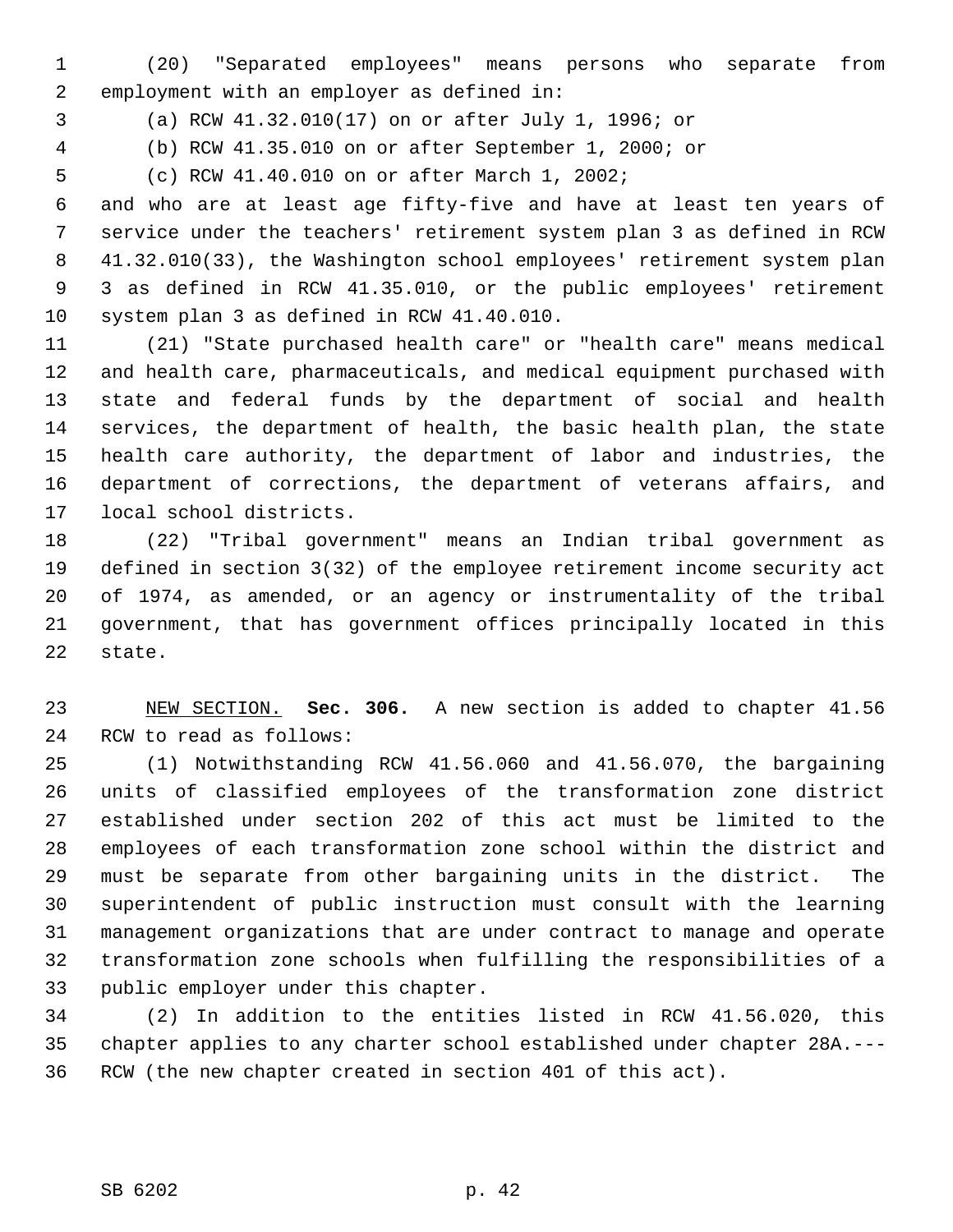(20) "Separated employees" means persons who separate from employment with an employer as defined in:

(a) RCW 41.32.010(17) on or after July 1, 1996; or

(b) RCW 41.35.010 on or after September 1, 2000; or

(c) RCW 41.40.010 on or after March 1, 2002;

and who are at least age fifty-five and have at least ten years of service under the teachers' retirement system plan 3 as defined in RCW 41.32.010(33), the Washington school employees' retirement system plan 3 as defined in RCW 41.35.010, or the public employees' retirement system plan 3 as defined in RCW 41.40.010.

(21) "State purchased health care" or "health care" means medical and health care, pharmaceuticals, and medical equipment purchased with state and federal funds by the department of social and health services, the department of health, the basic health plan, the state health care authority, the department of labor and industries, the department of corrections, the department of veterans affairs, and local school districts.

(22) "Tribal government" means an Indian tribal government as defined in section 3(32) of the employee retirement income security act of 1974, as amended, or an agency or instrumentality of the tribal government, that has government offices principally located in this state.

NEW SECTION. **Sec. 306.** A new section is added to chapter 41.56 RCW to read as follows:

(1) Notwithstanding RCW 41.56.060 and 41.56.070, the bargaining units of classified employees of the transformation zone district established under section 202 of this act must be limited to the employees of each transformation zone school within the district and must be separate from other bargaining units in the district. The superintendent of public instruction must consult with the learning management organizations that are under contract to manage and operate transformation zone schools when fulfilling the responsibilities of a public employer under this chapter.

(2) In addition to the entities listed in RCW 41.56.020, this chapter applies to any charter school established under chapter 28A.--- RCW (the new chapter created in section 401 of this act).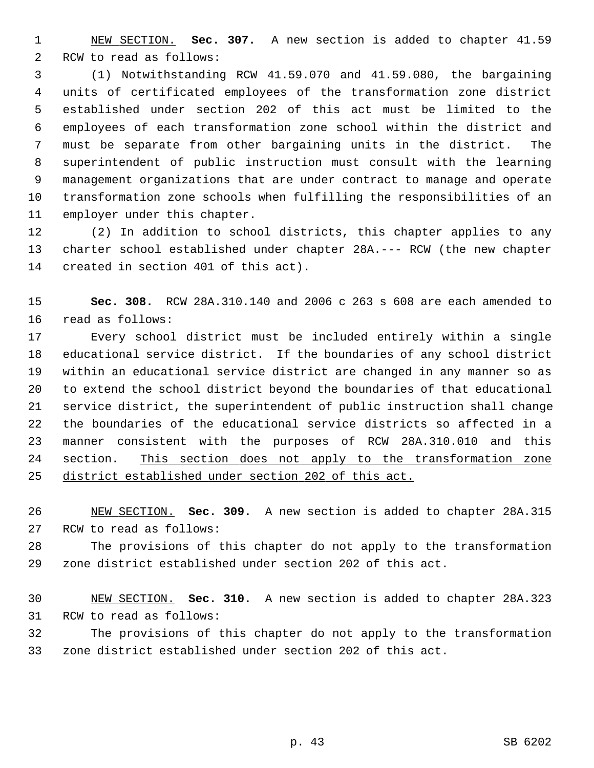NEW SECTION. **Sec. 307.** A new section is added to chapter 41.59 RCW to read as follows:

(1) Notwithstanding RCW 41.59.070 and 41.59.080, the bargaining units of certificated employees of the transformation zone district established under section 202 of this act must be limited to the employees of each transformation zone school within the district and must be separate from other bargaining units in the district. The superintendent of public instruction must consult with the learning management organizations that are under contract to manage and operate transformation zone schools when fulfilling the responsibilities of an employer under this chapter.

(2) In addition to school districts, this chapter applies to any charter school established under chapter 28A.--- RCW (the new chapter created in section 401 of this act).

**Sec. 308.** RCW 28A.310.140 and 2006 c 263 s 608 are each amended to read as follows:

Every school district must be included entirely within a single educational service district. If the boundaries of any school district within an educational service district are changed in any manner so as to extend the school district beyond the boundaries of that educational service district, the superintendent of public instruction shall change the boundaries of the educational service districts so affected in a manner consistent with the purposes of RCW 28A.310.010 and this section. <u>This section does not apply to the transformation zone district established under section 202 of this act.</u>

NEW SECTION. **Sec. 309.** A new section is added to chapter 28A.315 RCW to read as follows:

The provisions of this chapter do not apply to the transformation zone district established under section 202 of this act.

NEW SECTION. **Sec. 310.** A new section is added to chapter 28A.323 RCW to read as follows:

The provisions of this chapter do not apply to the transformation zone district established under section 202 of this act.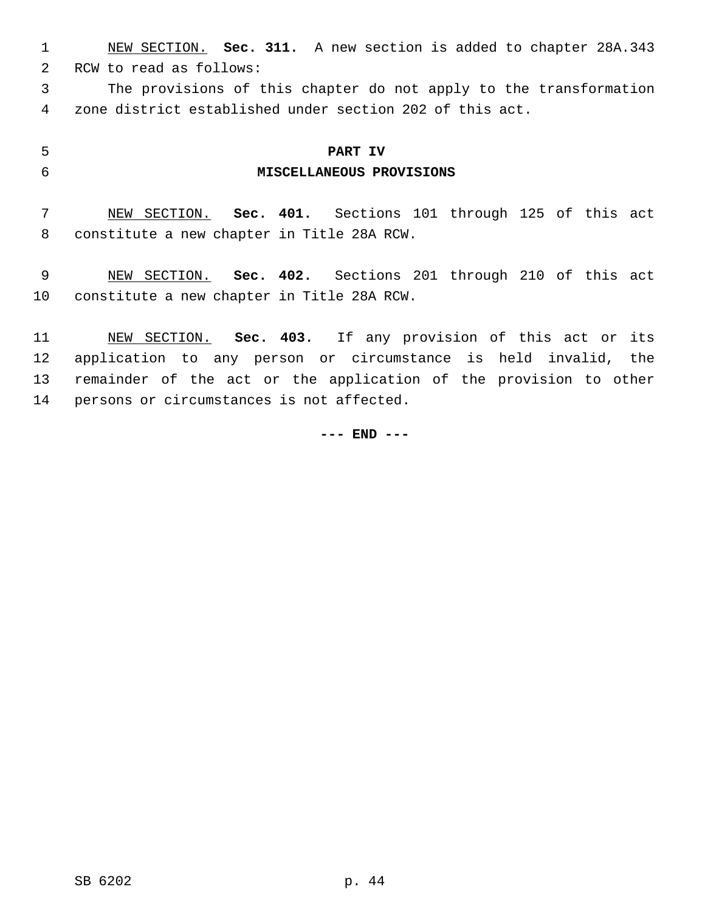NEW SECTION. **Sec. 311.** A new section is added to chapter 28A.343 RCW to read as follows:

The provisions of this chapter do not apply to the transformation zone district established under section 202 of this act.

## PART IV
## MISCELLANEOUS PROVISIONS

NEW SECTION. **Sec. 401.** Sections 101 through 125 of this act constitute a new chapter in Title 28A RCW.

NEW SECTION. **Sec. 402.** Sections 201 through 210 of this act constitute a new chapter in Title 28A RCW.

NEW SECTION. **Sec. 403.** If any provision of this act or its application to any person or circumstance is held invalid, the remainder of the act or the application of the provision to other persons or circumstances is not affected.

**--- END ---**